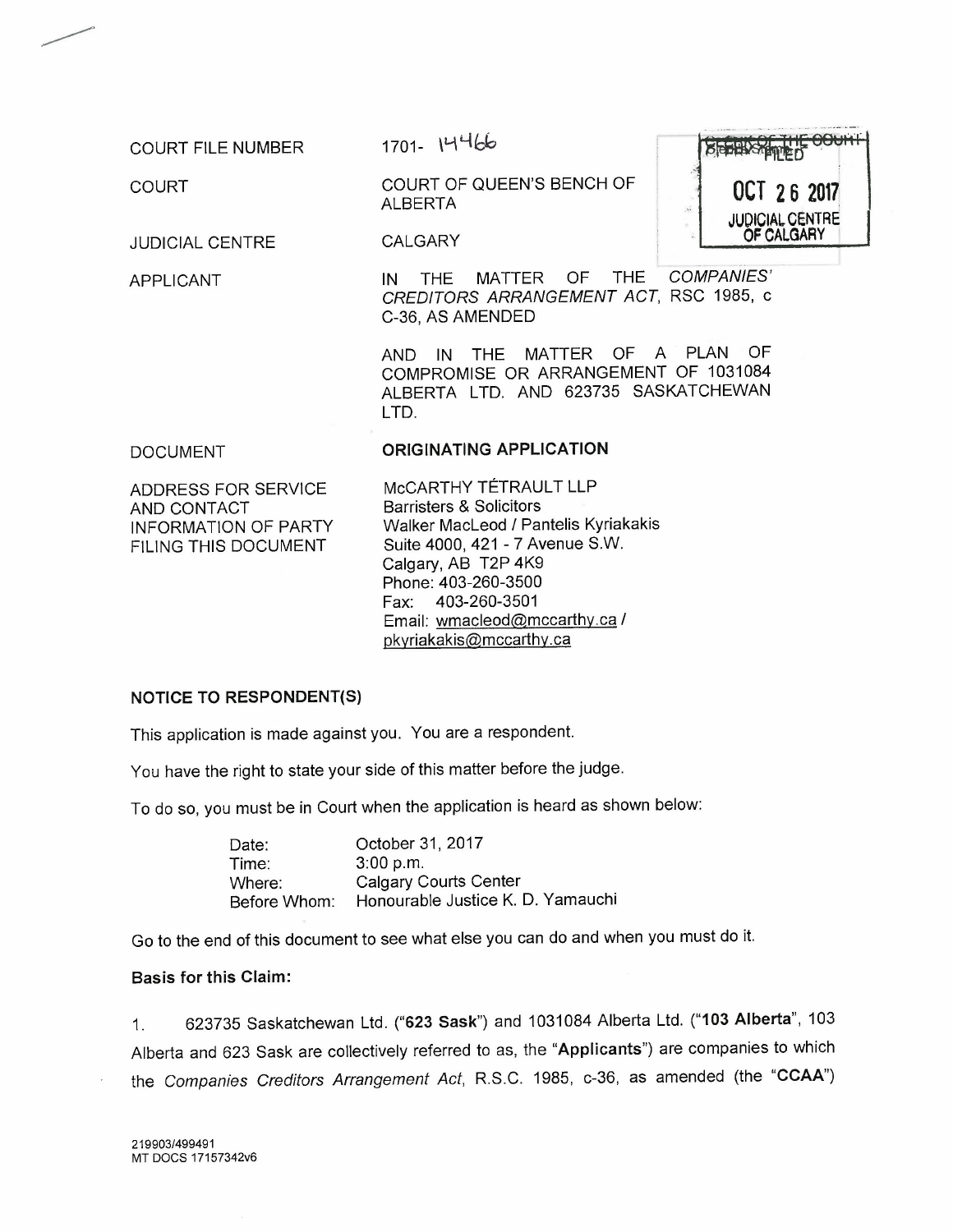| | |
|---|---|
| COURT FILE NUMBER | 1701- 14466 |
| COURT | COURT OF QUEEN'S BENCH OF ALBERTA |
| JUDICIAL CENTRE | CALGARY |
| APPLICANT | IN THE MATTER OF THE *COMPANIES' CREDITORS ARRANGEMENT ACT*, RSC 1985, c C-36, AS AMENDED<br><br>AND IN THE MATTER OF A PLAN OF COMPROMISE OR ARRANGEMENT OF 1031084 ALBERTA LTD. AND 623735 SASKATCHEWAN LTD. |
| DOCUMENT | **ORIGINATING APPLICATION** |
| ADDRESS FOR SERVICE AND CONTACT INFORMATION OF PARTY FILING THIS DOCUMENT | McCARTHY TÉTRAULT LLP<br>Barristers & Solicitors<br>Walker MacLeod / Pantelis Kyriakakis<br>Suite 4000, 421 - 7 Avenue S.W.<br>Calgary, AB T2P 4K9<br>Phone: 403-260-3500<br>Fax: 403-260-3501<br>Email: wmacleod@mccarthy.ca / pkyriakakis@mccarthy.ca |

CLERK OF THE COURT
FILED
OCT 26 2017
JUDICIAL CENTRE OF CALGARY

**NOTICE TO RESPONDENT(S)**

This application is made against you. You are a respondent.

You have the right to state your side of this matter before the judge.

To do so, you must be in Court when the application is heard as shown below:

| | |
|---|---|
| Date: | October 31, 2017 |
| Time: | 3:00 p.m. |
| Where: | Calgary Courts Center |
| Before Whom: | Honourable Justice K. D. Yamauchi |

Go to the end of this document to see what else you can do and when you must do it.

**Basis for this Claim:**

1. 623735 Saskatchewan Ltd. ("**623 Sask**") and 1031084 Alberta Ltd. ("**103 Alberta**", 103 Alberta and 623 Sask are collectively referred to as, the "**Applicants**") are companies to which the *Companies Creditors Arrangement Act*, R.S.C. 1985, c-36, as amended (the "**CCAA**")

219903/499491
MT DOCS 17157342v6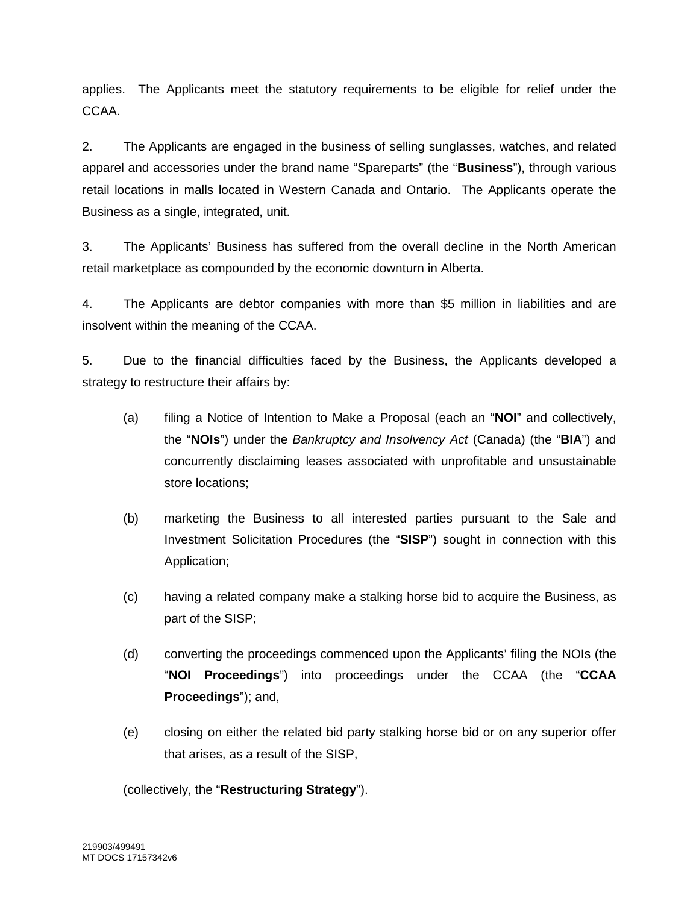applies. The Applicants meet the statutory requirements to be eligible for relief under the CCAA.

2. The Applicants are engaged in the business of selling sunglasses, watches, and related apparel and accessories under the brand name "Spareparts" (the "**Business**"), through various retail locations in malls located in Western Canada and Ontario. The Applicants operate the Business as a single, integrated, unit.

3. The Applicants' Business has suffered from the overall decline in the North American retail marketplace as compounded by the economic downturn in Alberta.

4. The Applicants are debtor companies with more than $5 million in liabilities and are insolvent within the meaning of the CCAA.

5. Due to the financial difficulties faced by the Business, the Applicants developed a strategy to restructure their affairs by:

(a) filing a Notice of Intention to Make a Proposal (each an "**NOI**" and collectively, the "**NOIs**") under the *Bankruptcy and Insolvency Act* (Canada) (the "**BIA**") and concurrently disclaiming leases associated with unprofitable and unsustainable store locations;

(b) marketing the Business to all interested parties pursuant to the Sale and Investment Solicitation Procedures (the "**SISP**") sought in connection with this Application;

(c) having a related company make a stalking horse bid to acquire the Business, as part of the SISP;

(d) converting the proceedings commenced upon the Applicants' filing the NOIs (the "**NOI Proceedings**") into proceedings under the CCAA (the "**CCAA Proceedings**"); and,

(e) closing on either the related bid party stalking horse bid or on any superior offer that arises, as a result of the SISP,

(collectively, the "**Restructuring Strategy**").

219903/499491
MT DOCS 17157342v6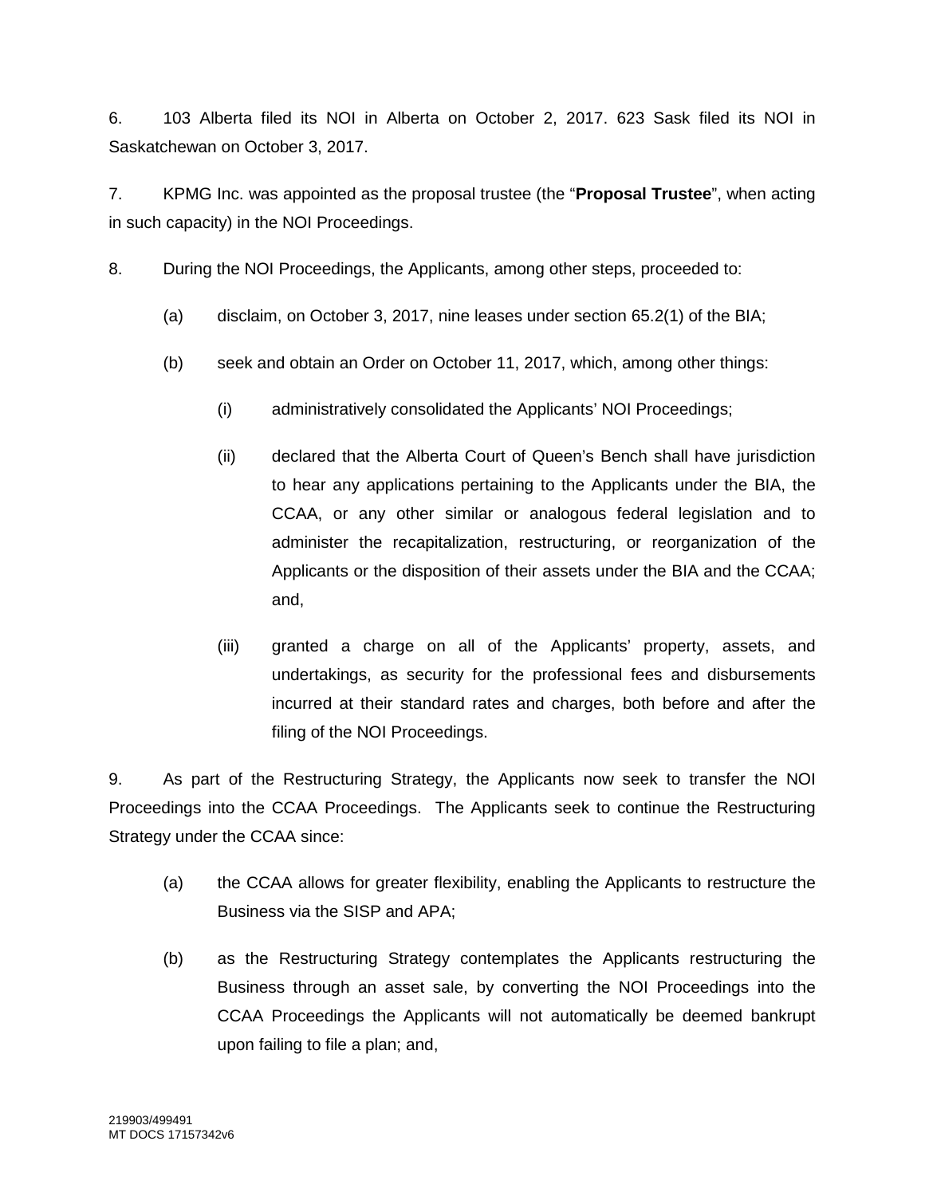6. 103 Alberta filed its NOI in Alberta on October 2, 2017. 623 Sask filed its NOI in Saskatchewan on October 3, 2017.

7. KPMG Inc. was appointed as the proposal trustee (the "**Proposal Trustee**", when acting in such capacity) in the NOI Proceedings.

8. During the NOI Proceedings, the Applicants, among other steps, proceeded to:

   (a) disclaim, on October 3, 2017, nine leases under section 65.2(1) of the BIA;

   (b) seek and obtain an Order on October 11, 2017, which, among other things:

      (i) administratively consolidated the Applicants' NOI Proceedings;

      (ii) declared that the Alberta Court of Queen's Bench shall have jurisdiction to hear any applications pertaining to the Applicants under the BIA, the CCAA, or any other similar or analogous federal legislation and to administer the recapitalization, restructuring, or reorganization of the Applicants or the disposition of their assets under the BIA and the CCAA; and,

      (iii) granted a charge on all of the Applicants' property, assets, and undertakings, as security for the professional fees and disbursements incurred at their standard rates and charges, both before and after the filing of the NOI Proceedings.

9. As part of the Restructuring Strategy, the Applicants now seek to transfer the NOI Proceedings into the CCAA Proceedings. The Applicants seek to continue the Restructuring Strategy under the CCAA since:

   (a) the CCAA allows for greater flexibility, enabling the Applicants to restructure the Business via the SISP and APA;

   (b) as the Restructuring Strategy contemplates the Applicants restructuring the Business through an asset sale, by converting the NOI Proceedings into the CCAA Proceedings the Applicants will not automatically be deemed bankrupt upon failing to file a plan; and,

219903/499491
MT DOCS 17157342v6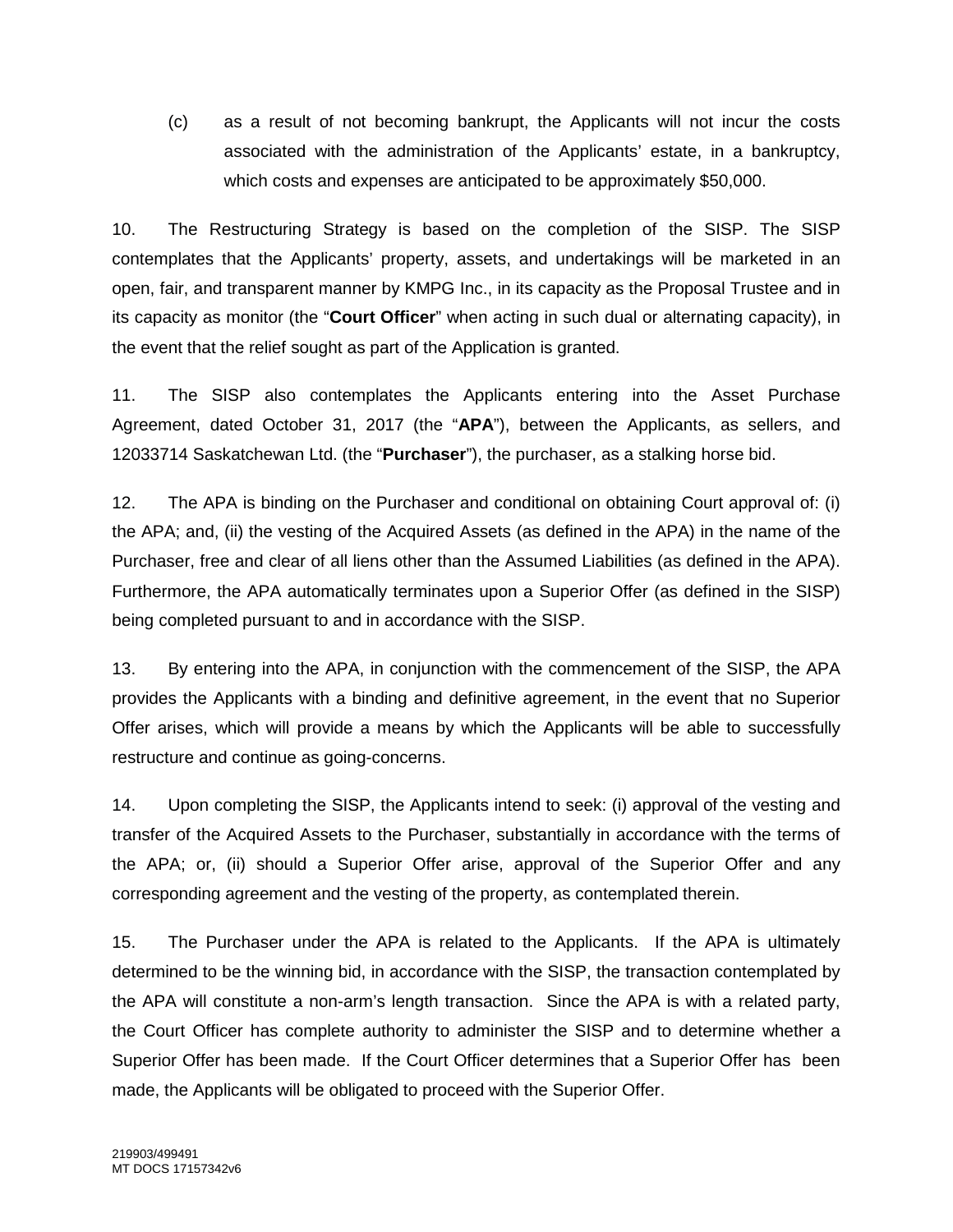(c) as a result of not becoming bankrupt, the Applicants will not incur the costs associated with the administration of the Applicants' estate, in a bankruptcy, which costs and expenses are anticipated to be approximately $50,000.

10. The Restructuring Strategy is based on the completion of the SISP. The SISP contemplates that the Applicants' property, assets, and undertakings will be marketed in an open, fair, and transparent manner by KMPG Inc., in its capacity as the Proposal Trustee and in its capacity as monitor (the "**Court Officer**" when acting in such dual or alternating capacity), in the event that the relief sought as part of the Application is granted.

11. The SISP also contemplates the Applicants entering into the Asset Purchase Agreement, dated October 31, 2017 (the "**APA**"), between the Applicants, as sellers, and 12033714 Saskatchewan Ltd. (the "**Purchaser**"), the purchaser, as a stalking horse bid.

12. The APA is binding on the Purchaser and conditional on obtaining Court approval of: (i) the APA; and, (ii) the vesting of the Acquired Assets (as defined in the APA) in the name of the Purchaser, free and clear of all liens other than the Assumed Liabilities (as defined in the APA). Furthermore, the APA automatically terminates upon a Superior Offer (as defined in the SISP) being completed pursuant to and in accordance with the SISP.

13. By entering into the APA, in conjunction with the commencement of the SISP, the APA provides the Applicants with a binding and definitive agreement, in the event that no Superior Offer arises, which will provide a means by which the Applicants will be able to successfully restructure and continue as going-concerns.

14. Upon completing the SISP, the Applicants intend to seek: (i) approval of the vesting and transfer of the Acquired Assets to the Purchaser, substantially in accordance with the terms of the APA; or, (ii) should a Superior Offer arise, approval of the Superior Offer and any corresponding agreement and the vesting of the property, as contemplated therein.

15. The Purchaser under the APA is related to the Applicants. If the APA is ultimately determined to be the winning bid, in accordance with the SISP, the transaction contemplated by the APA will constitute a non-arm's length transaction. Since the APA is with a related party, the Court Officer has complete authority to administer the SISP and to determine whether a Superior Offer has been made. If the Court Officer determines that a Superior Offer has been made, the Applicants will be obligated to proceed with the Superior Offer.

219903/499491
MT DOCS 17157342v6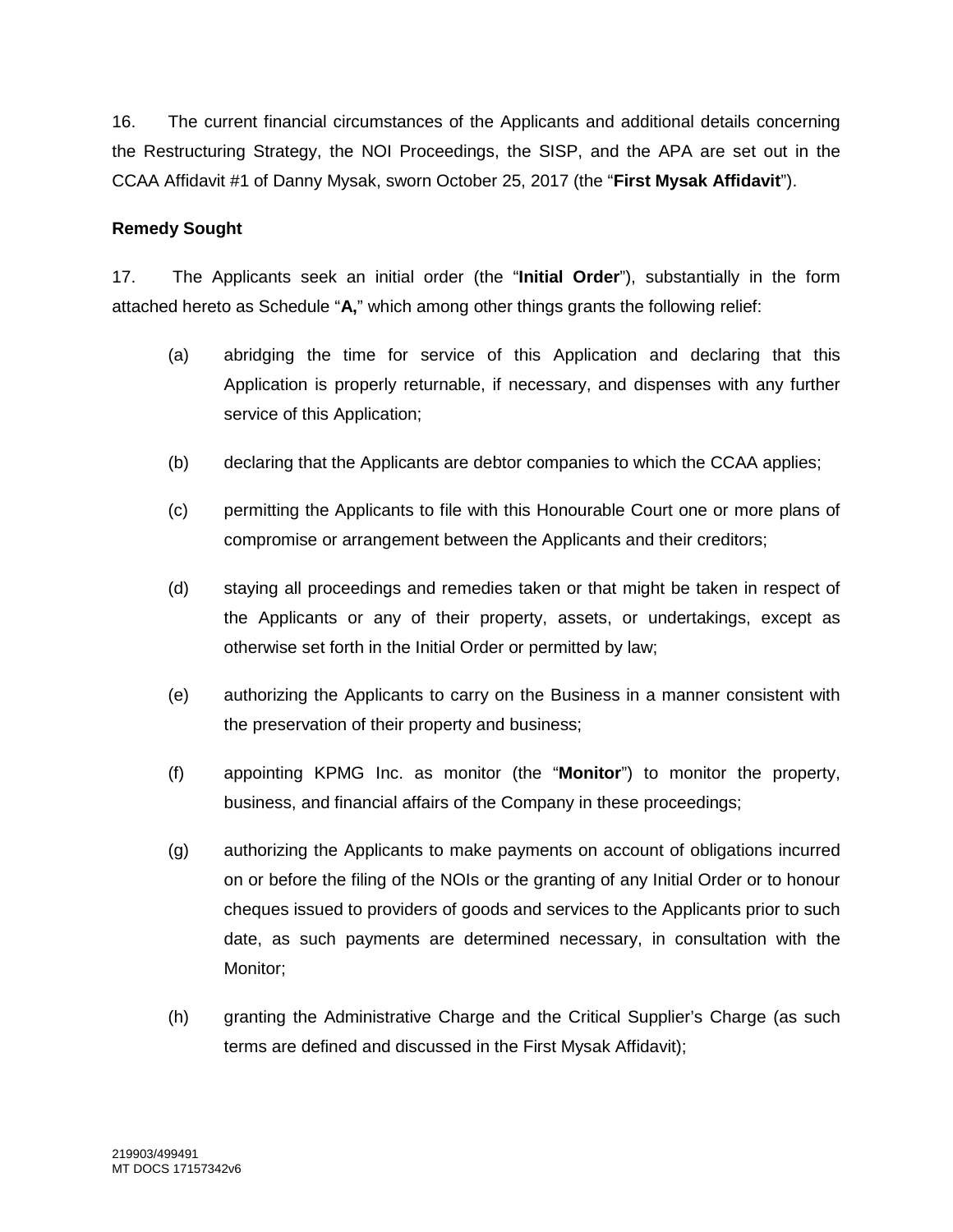16. The current financial circumstances of the Applicants and additional details concerning the Restructuring Strategy, the NOI Proceedings, the SISP, and the APA are set out in the CCAA Affidavit #1 of Danny Mysak, sworn October 25, 2017 (the "**First Mysak Affidavit**").

**Remedy Sought**

17. The Applicants seek an initial order (the "**Initial Order**"), substantially in the form attached hereto as Schedule "**A,**" which among other things grants the following relief:

(a) abridging the time for service of this Application and declaring that this Application is properly returnable, if necessary, and dispenses with any further service of this Application;

(b) declaring that the Applicants are debtor companies to which the CCAA applies;

(c) permitting the Applicants to file with this Honourable Court one or more plans of compromise or arrangement between the Applicants and their creditors;

(d) staying all proceedings and remedies taken or that might be taken in respect of the Applicants or any of their property, assets, or undertakings, except as otherwise set forth in the Initial Order or permitted by law;

(e) authorizing the Applicants to carry on the Business in a manner consistent with the preservation of their property and business;

(f) appointing KPMG Inc. as monitor (the "**Monitor**") to monitor the property, business, and financial affairs of the Company in these proceedings;

(g) authorizing the Applicants to make payments on account of obligations incurred on or before the filing of the NOIs or the granting of any Initial Order or to honour cheques issued to providers of goods and services to the Applicants prior to such date, as such payments are determined necessary, in consultation with the Monitor;

(h) granting the Administrative Charge and the Critical Supplier's Charge (as such terms are defined and discussed in the First Mysak Affidavit);

219903/499491
MT DOCS 17157342v6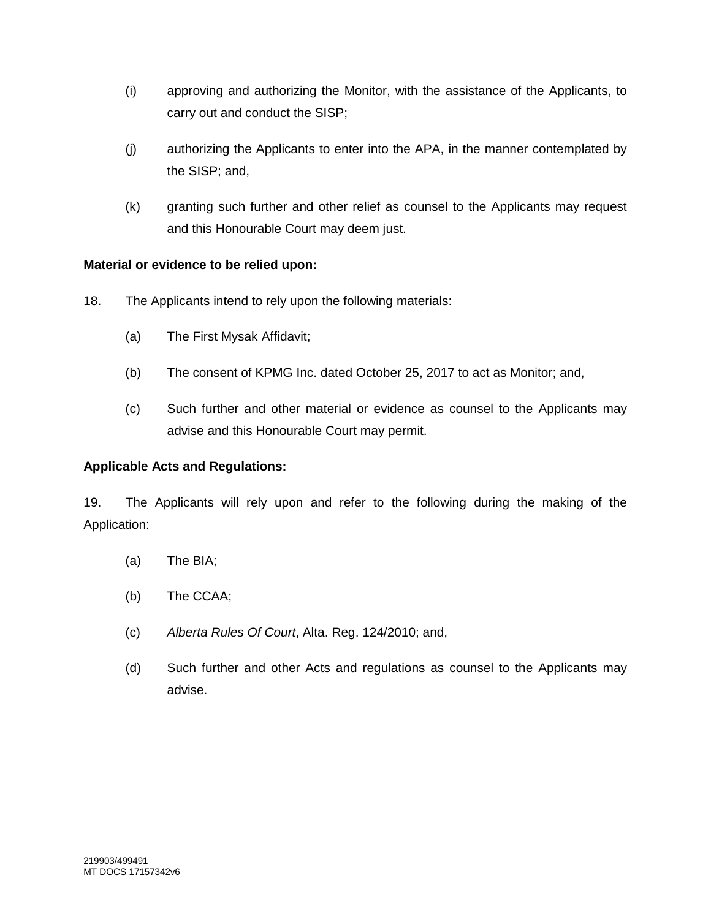(i) approving and authorizing the Monitor, with the assistance of the Applicants, to carry out and conduct the SISP;

(j) authorizing the Applicants to enter into the APA, in the manner contemplated by the SISP; and,

(k) granting such further and other relief as counsel to the Applicants may request and this Honourable Court may deem just.

**Material or evidence to be relied upon:**

18. The Applicants intend to rely upon the following materials:

(a) The First Mysak Affidavit;

(b) The consent of KPMG Inc. dated October 25, 2017 to act as Monitor; and,

(c) Such further and other material or evidence as counsel to the Applicants may advise and this Honourable Court may permit.

**Applicable Acts and Regulations:**

19. The Applicants will rely upon and refer to the following during the making of the Application:

(a) The BIA;

(b) The CCAA;

(c) *Alberta Rules Of Court*, Alta. Reg. 124/2010; and,

(d) Such further and other Acts and regulations as counsel to the Applicants may advise.

219903/499491
MT DOCS 17157342v6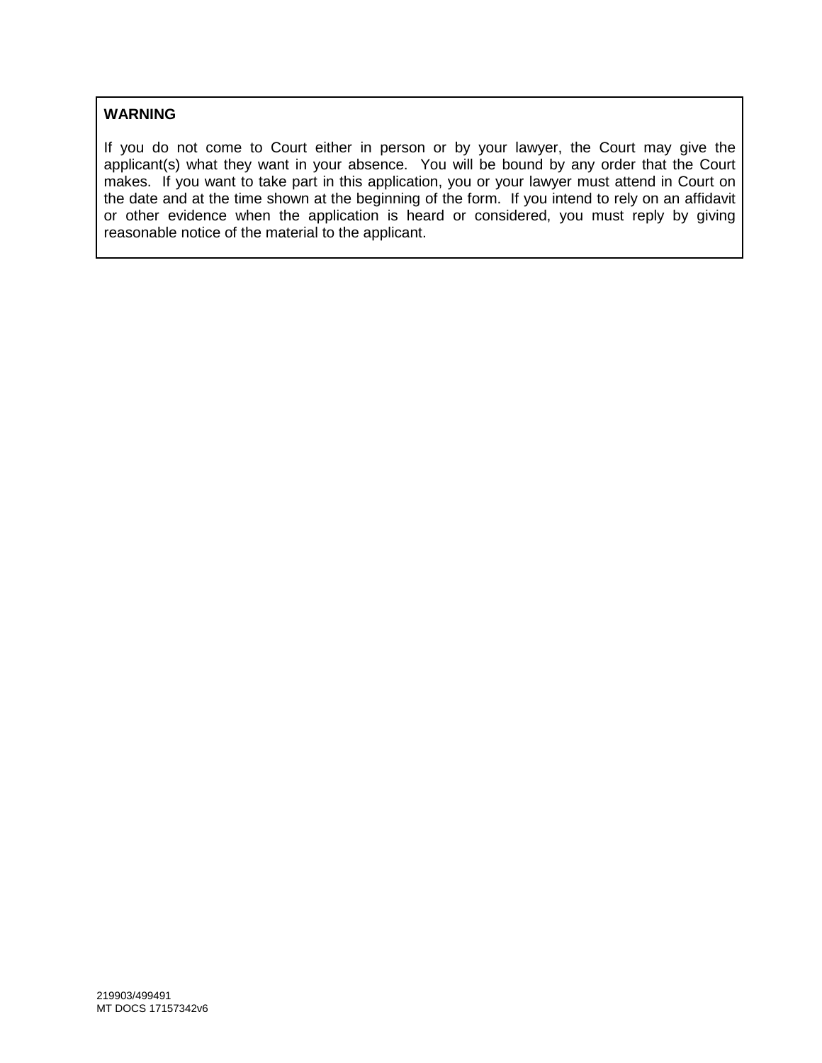**WARNING**

If you do not come to Court either in person or by your lawyer, the Court may give the applicant(s) what they want in your absence. You will be bound by any order that the Court makes. If you want to take part in this application, you or your lawyer must attend in Court on the date and at the time shown at the beginning of the form. If you intend to rely on an affidavit or other evidence when the application is heard or considered, you must reply by giving reasonable notice of the material to the applicant.

219903/499491
MT DOCS 17157342v6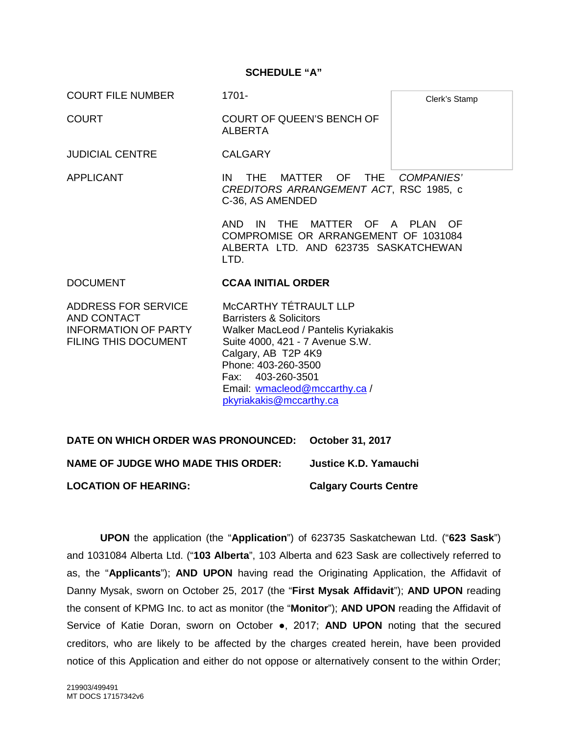**SCHEDULE "A"**

| | | |
|---|---|---|
| COURT FILE NUMBER | 1701- | Clerk's Stamp |
| COURT | COURT OF QUEEN'S BENCH OF ALBERTA | |
| JUDICIAL CENTRE | CALGARY | |
| APPLICANT | IN THE MATTER OF THE *COMPANIES' CREDITORS ARRANGEMENT ACT*, RSC 1985, c C-36, AS AMENDED<br><br>AND IN THE MATTER OF A PLAN OF COMPROMISE OR ARRANGEMENT OF 1031084 ALBERTA LTD. AND 623735 SASKATCHEWAN LTD. | |
| DOCUMENT | **CCAA INITIAL ORDER** | |
| ADDRESS FOR SERVICE AND CONTACT INFORMATION OF PARTY FILING THIS DOCUMENT | McCARTHY TÉTRAULT LLP<br>Barristers & Solicitors<br>Walker MacLeod / Pantelis Kyriakakis<br>Suite 4000, 421 - 7 Avenue S.W.<br>Calgary, AB T2P 4K9<br>Phone: 403-260-3500<br>Fax: 403-260-3501<br>Email: wmacleod@mccarthy.ca / pkyriakakis@mccarthy.ca | |

**DATE ON WHICH ORDER WAS PRONOUNCED:** **October 31, 2017**

**NAME OF JUDGE WHO MADE THIS ORDER:** **Justice K.D. Yamauchi**

**LOCATION OF HEARING:** **Calgary Courts Centre**

**UPON** the application (the "**Application**") of 623735 Saskatchewan Ltd. ("**623 Sask**") and 1031084 Alberta Ltd. ("**103 Alberta**", 103 Alberta and 623 Sask are collectively referred to as, the "**Applicants**"); **AND UPON** having read the Originating Application, the Affidavit of Danny Mysak, sworn on October 25, 2017 (the "**First Mysak Affidavit**"); **AND UPON** reading the consent of KPMG Inc. to act as monitor (the "**Monitor**"); **AND UPON** reading the Affidavit of Service of Katie Doran, sworn on October ●, 2017; **AND UPON** noting that the secured creditors, who are likely to be affected by the charges created herein, have been provided notice of this Application and either do not oppose or alternatively consent to the within Order;

219903/499491
MT DOCS 17157342v6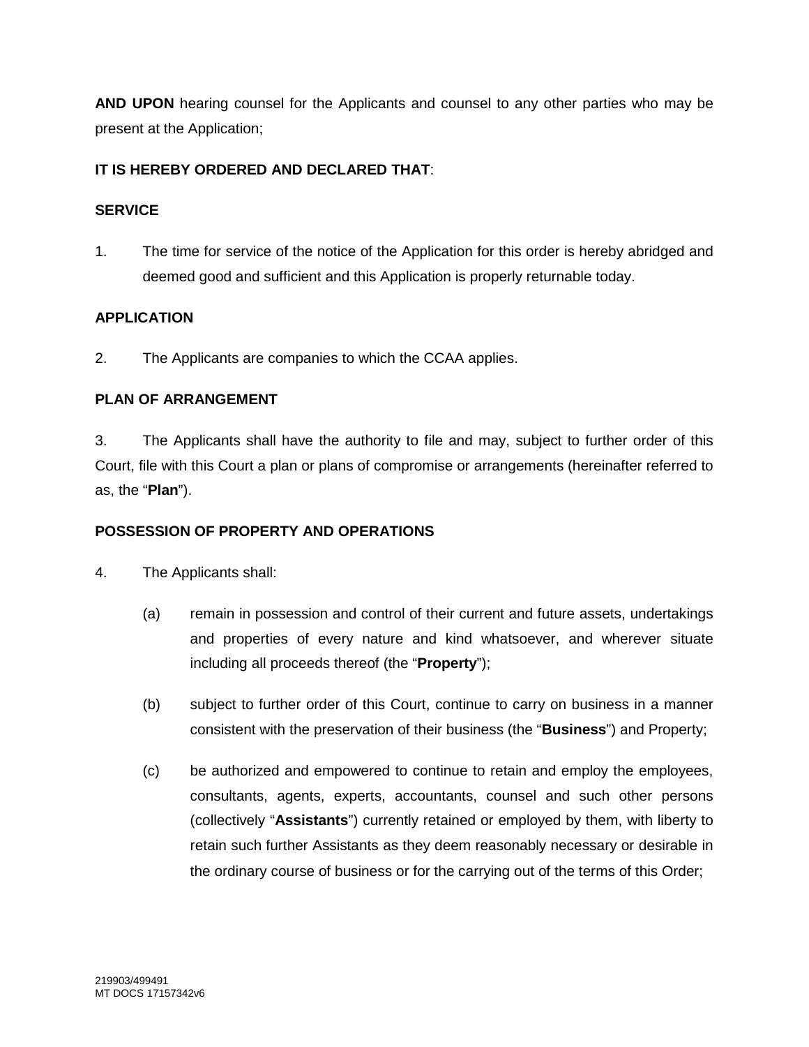**AND UPON** hearing counsel for the Applicants and counsel to any other parties who may be present at the Application;

**IT IS HEREBY ORDERED AND DECLARED THAT**:

**SERVICE**

1. The time for service of the notice of the Application for this order is hereby abridged and deemed good and sufficient and this Application is properly returnable today.

**APPLICATION**

2. The Applicants are companies to which the CCAA applies.

**PLAN OF ARRANGEMENT**

3. The Applicants shall have the authority to file and may, subject to further order of this Court, file with this Court a plan or plans of compromise or arrangements (hereinafter referred to as, the "**Plan**").

**POSSESSION OF PROPERTY AND OPERATIONS**

4. The Applicants shall:

   (a) remain in possession and control of their current and future assets, undertakings and properties of every nature and kind whatsoever, and wherever situate including all proceeds thereof (the "**Property**");

   (b) subject to further order of this Court, continue to carry on business in a manner consistent with the preservation of their business (the "**Business**") and Property;

   (c) be authorized and empowered to continue to retain and employ the employees, consultants, agents, experts, accountants, counsel and such other persons (collectively "**Assistants**") currently retained or employed by them, with liberty to retain such further Assistants as they deem reasonably necessary or desirable in the ordinary course of business or for the carrying out of the terms of this Order;

219903/499491
MT DOCS 17157342v6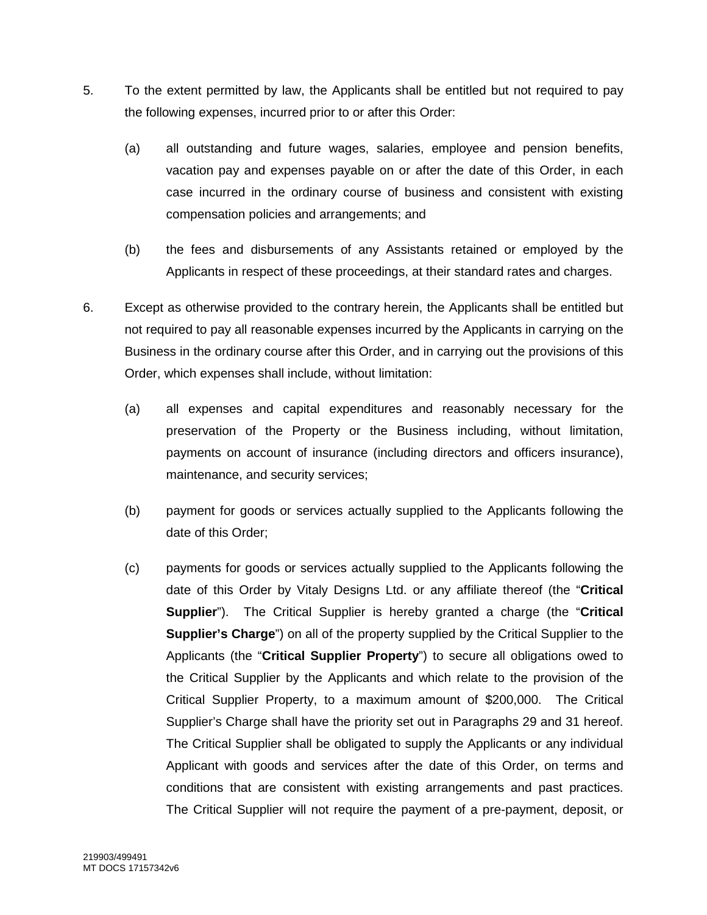5. To the extent permitted by law, the Applicants shall be entitled but not required to pay the following expenses, incurred prior to or after this Order:

   (a) all outstanding and future wages, salaries, employee and pension benefits, vacation pay and expenses payable on or after the date of this Order, in each case incurred in the ordinary course of business and consistent with existing compensation policies and arrangements; and

   (b) the fees and disbursements of any Assistants retained or employed by the Applicants in respect of these proceedings, at their standard rates and charges.

6. Except as otherwise provided to the contrary herein, the Applicants shall be entitled but not required to pay all reasonable expenses incurred by the Applicants in carrying on the Business in the ordinary course after this Order, and in carrying out the provisions of this Order, which expenses shall include, without limitation:

   (a) all expenses and capital expenditures and reasonably necessary for the preservation of the Property or the Business including, without limitation, payments on account of insurance (including directors and officers insurance), maintenance, and security services;

   (b) payment for goods or services actually supplied to the Applicants following the date of this Order;

   (c) payments for goods or services actually supplied to the Applicants following the date of this Order by Vitaly Designs Ltd. or any affiliate thereof (the "**Critical Supplier**"). The Critical Supplier is hereby granted a charge (the "**Critical Supplier's Charge**") on all of the property supplied by the Critical Supplier to the Applicants (the "**Critical Supplier Property**") to secure all obligations owed to the Critical Supplier by the Applicants and which relate to the provision of the Critical Supplier Property, to a maximum amount of $200,000. The Critical Supplier's Charge shall have the priority set out in Paragraphs 29 and 31 hereof. The Critical Supplier shall be obligated to supply the Applicants or any individual Applicant with goods and services after the date of this Order, on terms and conditions that are consistent with existing arrangements and past practices. The Critical Supplier will not require the payment of a pre-payment, deposit, or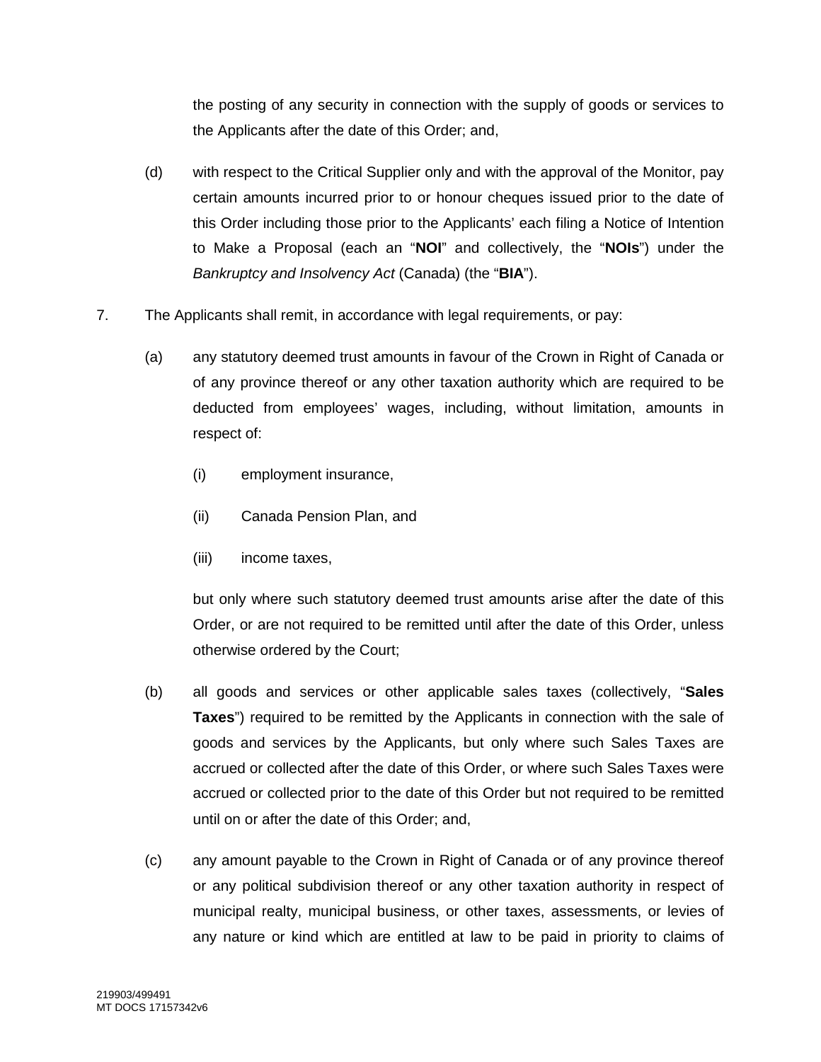the posting of any security in connection with the supply of goods or services to the Applicants after the date of this Order; and,

(d) with respect to the Critical Supplier only and with the approval of the Monitor, pay certain amounts incurred prior to or honour cheques issued prior to the date of this Order including those prior to the Applicants' each filing a Notice of Intention to Make a Proposal (each an "**NOI**" and collectively, the "**NOIs**") under the *Bankruptcy and Insolvency Act* (Canada) (the "**BIA**").

7. The Applicants shall remit, in accordance with legal requirements, or pay:

(a) any statutory deemed trust amounts in favour of the Crown in Right of Canada or of any province thereof or any other taxation authority which are required to be deducted from employees' wages, including, without limitation, amounts in respect of:

(i) employment insurance,

(ii) Canada Pension Plan, and

(iii) income taxes,

but only where such statutory deemed trust amounts arise after the date of this Order, or are not required to be remitted until after the date of this Order, unless otherwise ordered by the Court;

(b) all goods and services or other applicable sales taxes (collectively, "**Sales Taxes**") required to be remitted by the Applicants in connection with the sale of goods and services by the Applicants, but only where such Sales Taxes are accrued or collected after the date of this Order, or where such Sales Taxes were accrued or collected prior to the date of this Order but not required to be remitted until on or after the date of this Order; and,

(c) any amount payable to the Crown in Right of Canada or of any province thereof or any political subdivision thereof or any other taxation authority in respect of municipal realty, municipal business, or other taxes, assessments, or levies of any nature or kind which are entitled at law to be paid in priority to claims of

219903/499491
MT DOCS 17157342v6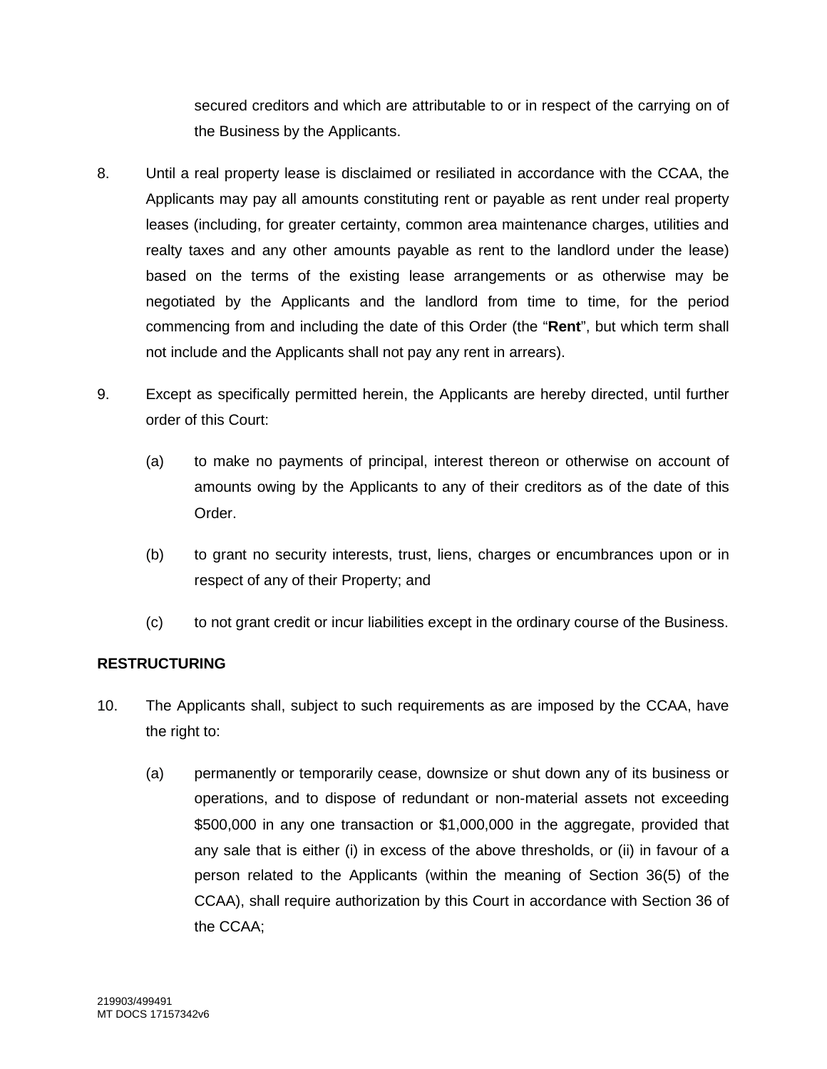secured creditors and which are attributable to or in respect of the carrying on of the Business by the Applicants.

8. Until a real property lease is disclaimed or resiliated in accordance with the CCAA, the Applicants may pay all amounts constituting rent or payable as rent under real property leases (including, for greater certainty, common area maintenance charges, utilities and realty taxes and any other amounts payable as rent to the landlord under the lease) based on the terms of the existing lease arrangements or as otherwise may be negotiated by the Applicants and the landlord from time to time, for the period commencing from and including the date of this Order (the "**Rent**", but which term shall not include and the Applicants shall not pay any rent in arrears).

9. Except as specifically permitted herein, the Applicants are hereby directed, until further order of this Court:

   (a) to make no payments of principal, interest thereon or otherwise on account of amounts owing by the Applicants to any of their creditors as of the date of this Order.

   (b) to grant no security interests, trust, liens, charges or encumbrances upon or in respect of any of their Property; and

   (c) to not grant credit or incur liabilities except in the ordinary course of the Business.

**RESTRUCTURING**

10. The Applicants shall, subject to such requirements as are imposed by the CCAA, have the right to:

   (a) permanently or temporarily cease, downsize or shut down any of its business or operations, and to dispose of redundant or non-material assets not exceeding $500,000 in any one transaction or $1,000,000 in the aggregate, provided that any sale that is either (i) in excess of the above thresholds, or (ii) in favour of a person related to the Applicants (within the meaning of Section 36(5) of the CCAA), shall require authorization by this Court in accordance with Section 36 of the CCAA;

219903/499491
MT DOCS 17157342v6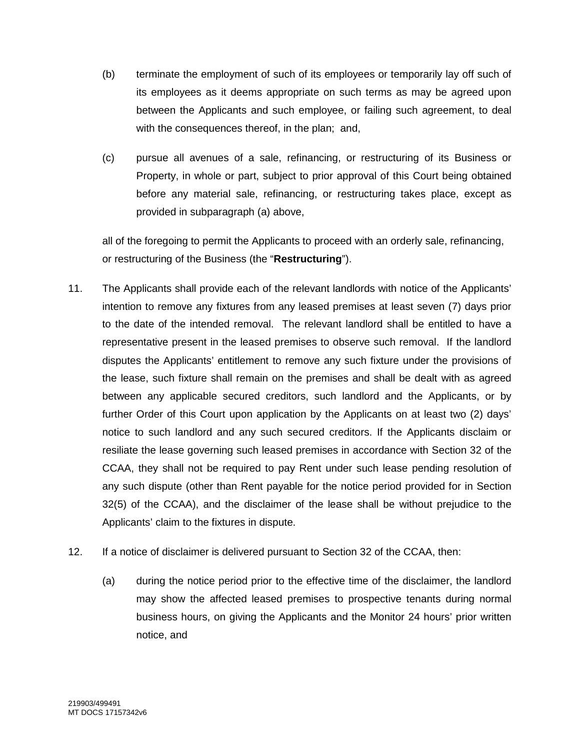(b) terminate the employment of such of its employees or temporarily lay off such of its employees as it deems appropriate on such terms as may be agreed upon between the Applicants and such employee, or failing such agreement, to deal with the consequences thereof, in the plan; and,

(c) pursue all avenues of a sale, refinancing, or restructuring of its Business or Property, in whole or part, subject to prior approval of this Court being obtained before any material sale, refinancing, or restructuring takes place, except as provided in subparagraph (a) above,

all of the foregoing to permit the Applicants to proceed with an orderly sale, refinancing, or restructuring of the Business (the "**Restructuring**").

11. The Applicants shall provide each of the relevant landlords with notice of the Applicants' intention to remove any fixtures from any leased premises at least seven (7) days prior to the date of the intended removal. The relevant landlord shall be entitled to have a representative present in the leased premises to observe such removal. If the landlord disputes the Applicants' entitlement to remove any such fixture under the provisions of the lease, such fixture shall remain on the premises and shall be dealt with as agreed between any applicable secured creditors, such landlord and the Applicants, or by further Order of this Court upon application by the Applicants on at least two (2) days' notice to such landlord and any such secured creditors. If the Applicants disclaim or resiliate the lease governing such leased premises in accordance with Section 32 of the CCAA, they shall not be required to pay Rent under such lease pending resolution of any such dispute (other than Rent payable for the notice period provided for in Section 32(5) of the CCAA), and the disclaimer of the lease shall be without prejudice to the Applicants' claim to the fixtures in dispute.

12. If a notice of disclaimer is delivered pursuant to Section 32 of the CCAA, then:

(a) during the notice period prior to the effective time of the disclaimer, the landlord may show the affected leased premises to prospective tenants during normal business hours, on giving the Applicants and the Monitor 24 hours' prior written notice, and

219903/499491
MT DOCS 17157342v6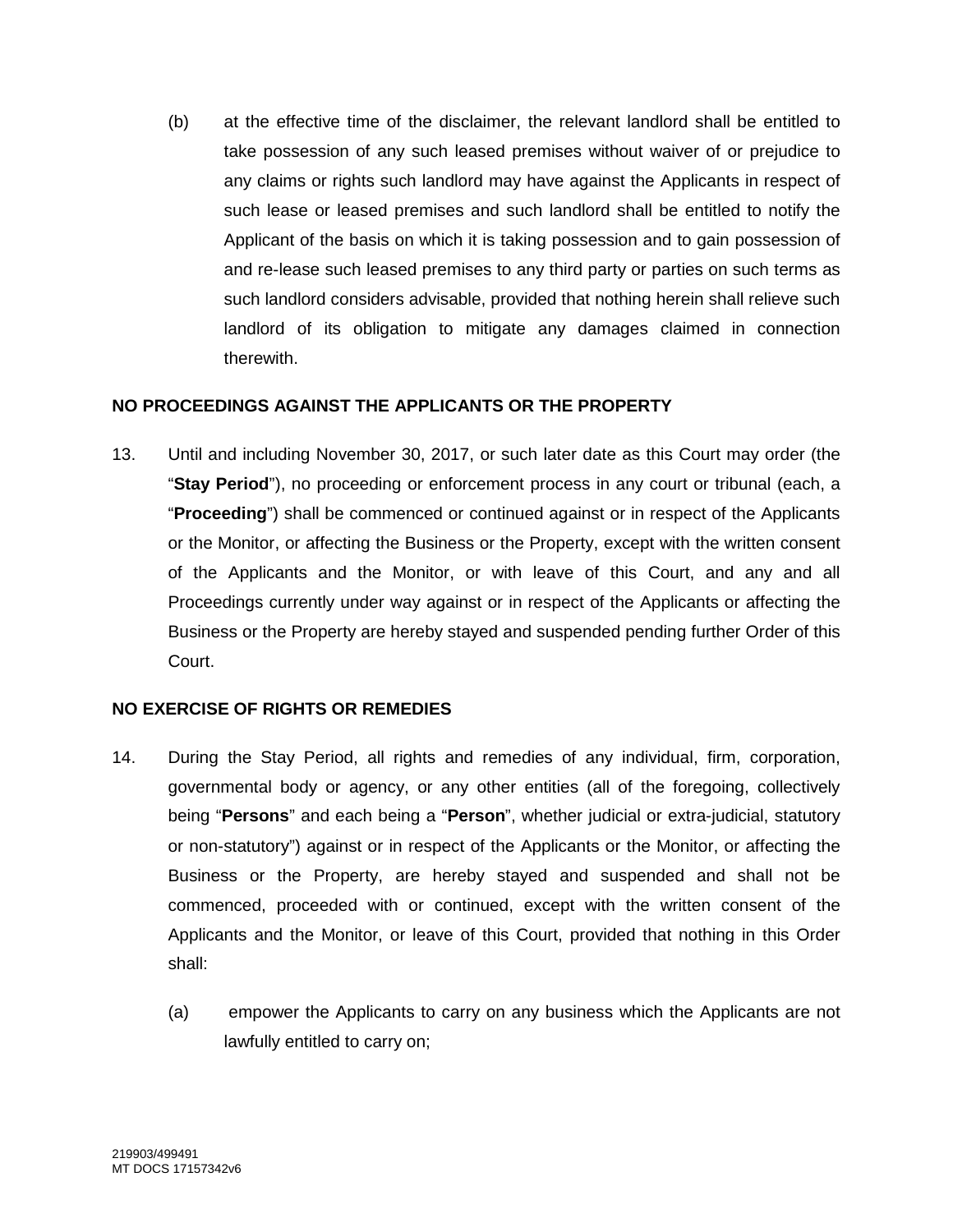(b) at the effective time of the disclaimer, the relevant landlord shall be entitled to take possession of any such leased premises without waiver of or prejudice to any claims or rights such landlord may have against the Applicants in respect of such lease or leased premises and such landlord shall be entitled to notify the Applicant of the basis on which it is taking possession and to gain possession of and re-lease such leased premises to any third party or parties on such terms as such landlord considers advisable, provided that nothing herein shall relieve such landlord of its obligation to mitigate any damages claimed in connection therewith.

**NO PROCEEDINGS AGAINST THE APPLICANTS OR THE PROPERTY**

13. Until and including November 30, 2017, or such later date as this Court may order (the "**Stay Period**"), no proceeding or enforcement process in any court or tribunal (each, a "**Proceeding**") shall be commenced or continued against or in respect of the Applicants or the Monitor, or affecting the Business or the Property, except with the written consent of the Applicants and the Monitor, or with leave of this Court, and any and all Proceedings currently under way against or in respect of the Applicants or affecting the Business or the Property are hereby stayed and suspended pending further Order of this Court.

**NO EXERCISE OF RIGHTS OR REMEDIES**

14. During the Stay Period, all rights and remedies of any individual, firm, corporation, governmental body or agency, or any other entities (all of the foregoing, collectively being "**Persons**" and each being a "**Person**", whether judicial or extra-judicial, statutory or non-statutory") against or in respect of the Applicants or the Monitor, or affecting the Business or the Property, are hereby stayed and suspended and shall not be commenced, proceeded with or continued, except with the written consent of the Applicants and the Monitor, or leave of this Court, provided that nothing in this Order shall:

   (a) empower the Applicants to carry on any business which the Applicants are not lawfully entitled to carry on;

219903/499491
MT DOCS 17157342v6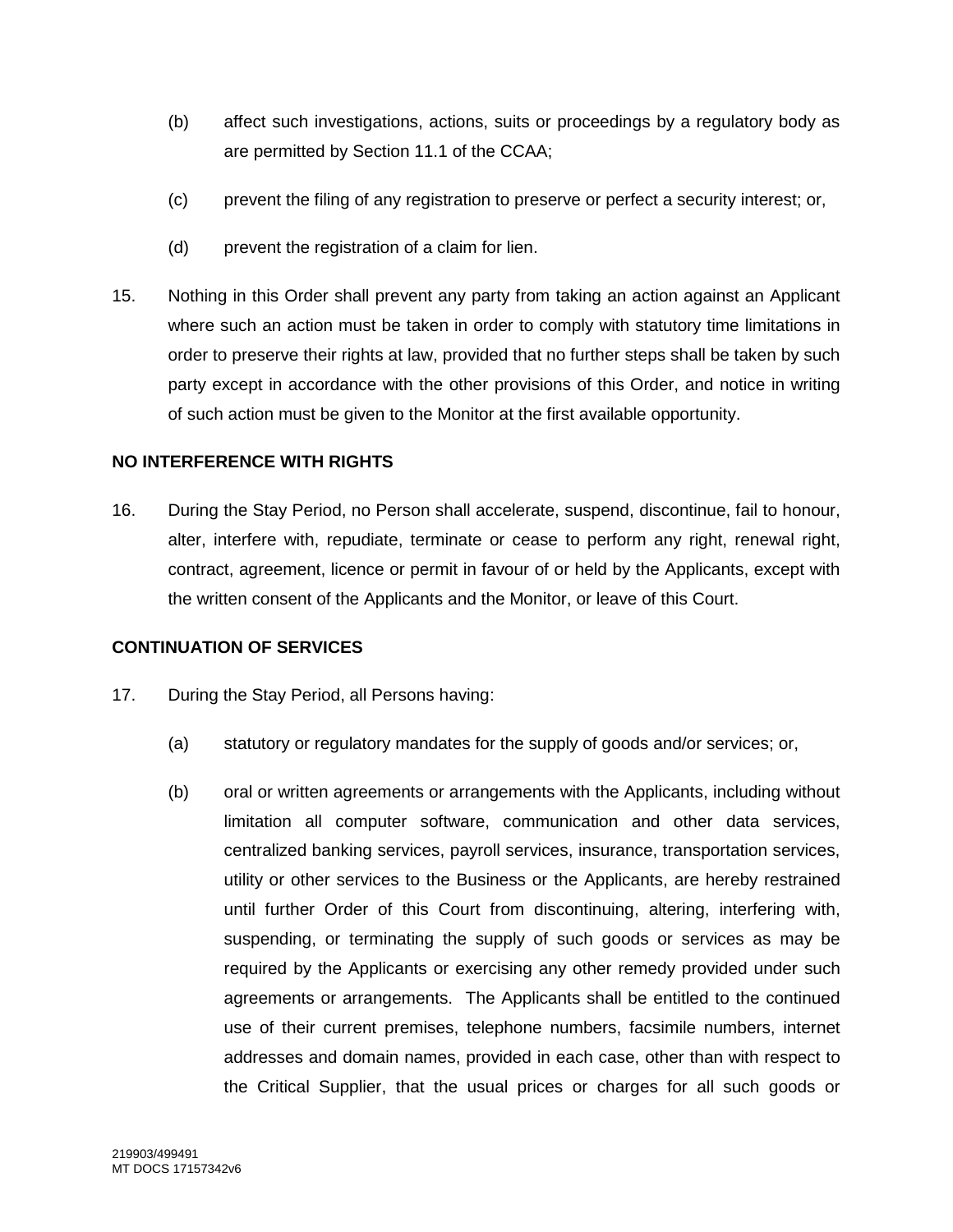(b) affect such investigations, actions, suits or proceedings by a regulatory body as are permitted by Section 11.1 of the CCAA;

(c) prevent the filing of any registration to preserve or perfect a security interest; or,

(d) prevent the registration of a claim for lien.

15. Nothing in this Order shall prevent any party from taking an action against an Applicant where such an action must be taken in order to comply with statutory time limitations in order to preserve their rights at law, provided that no further steps shall be taken by such party except in accordance with the other provisions of this Order, and notice in writing of such action must be given to the Monitor at the first available opportunity.

**NO INTERFERENCE WITH RIGHTS**

16. During the Stay Period, no Person shall accelerate, suspend, discontinue, fail to honour, alter, interfere with, repudiate, terminate or cease to perform any right, renewal right, contract, agreement, licence or permit in favour of or held by the Applicants, except with the written consent of the Applicants and the Monitor, or leave of this Court.

**CONTINUATION OF SERVICES**

17. During the Stay Period, all Persons having:

(a) statutory or regulatory mandates for the supply of goods and/or services; or,

(b) oral or written agreements or arrangements with the Applicants, including without limitation all computer software, communication and other data services, centralized banking services, payroll services, insurance, transportation services, utility or other services to the Business or the Applicants, are hereby restrained until further Order of this Court from discontinuing, altering, interfering with, suspending, or terminating the supply of such goods or services as may be required by the Applicants or exercising any other remedy provided under such agreements or arrangements. The Applicants shall be entitled to the continued use of their current premises, telephone numbers, facsimile numbers, internet addresses and domain names, provided in each case, other than with respect to the Critical Supplier, that the usual prices or charges for all such goods or

219903/499491
MT DOCS 17157342v6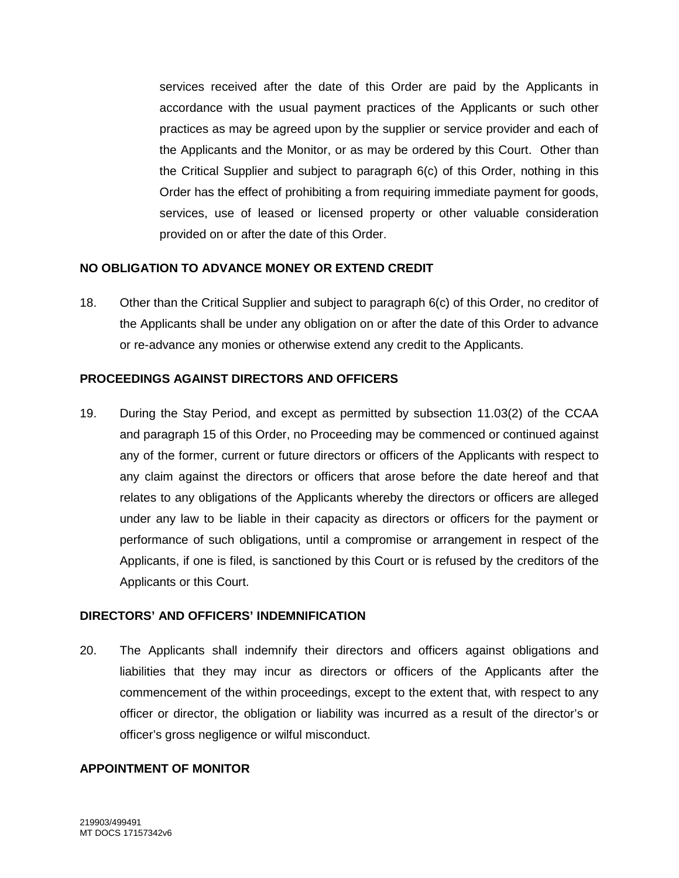services received after the date of this Order are paid by the Applicants in accordance with the usual payment practices of the Applicants or such other practices as may be agreed upon by the supplier or service provider and each of the Applicants and the Monitor, or as may be ordered by this Court. Other than the Critical Supplier and subject to paragraph 6(c) of this Order, nothing in this Order has the effect of prohibiting a from requiring immediate payment for goods, services, use of leased or licensed property or other valuable consideration provided on or after the date of this Order.

**NO OBLIGATION TO ADVANCE MONEY OR EXTEND CREDIT**

18. Other than the Critical Supplier and subject to paragraph 6(c) of this Order, no creditor of the Applicants shall be under any obligation on or after the date of this Order to advance or re-advance any monies or otherwise extend any credit to the Applicants.

**PROCEEDINGS AGAINST DIRECTORS AND OFFICERS**

19. During the Stay Period, and except as permitted by subsection 11.03(2) of the CCAA and paragraph 15 of this Order, no Proceeding may be commenced or continued against any of the former, current or future directors or officers of the Applicants with respect to any claim against the directors or officers that arose before the date hereof and that relates to any obligations of the Applicants whereby the directors or officers are alleged under any law to be liable in their capacity as directors or officers for the payment or performance of such obligations, until a compromise or arrangement in respect of the Applicants, if one is filed, is sanctioned by this Court or is refused by the creditors of the Applicants or this Court.

**DIRECTORS' AND OFFICERS' INDEMNIFICATION**

20. The Applicants shall indemnify their directors and officers against obligations and liabilities that they may incur as directors or officers of the Applicants after the commencement of the within proceedings, except to the extent that, with respect to any officer or director, the obligation or liability was incurred as a result of the director's or officer's gross negligence or wilful misconduct.

**APPOINTMENT OF MONITOR**

219903/499491
MT DOCS 17157342v6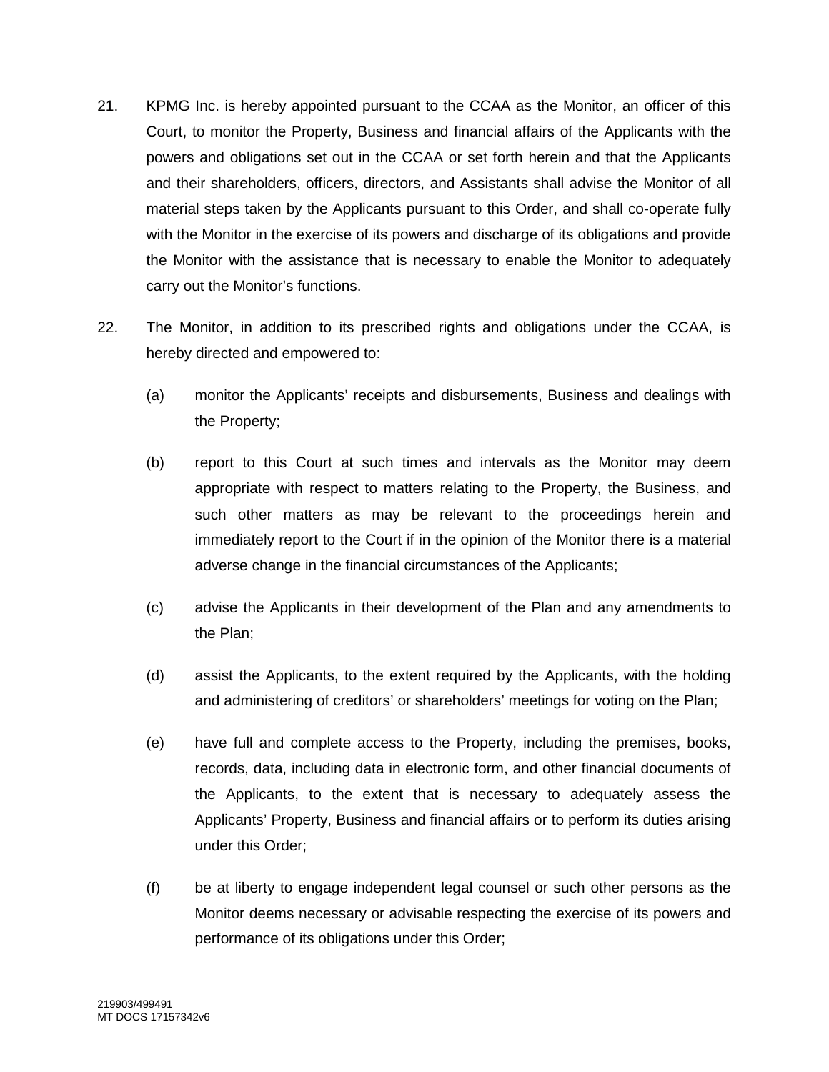21. KPMG Inc. is hereby appointed pursuant to the CCAA as the Monitor, an officer of this Court, to monitor the Property, Business and financial affairs of the Applicants with the powers and obligations set out in the CCAA or set forth herein and that the Applicants and their shareholders, officers, directors, and Assistants shall advise the Monitor of all material steps taken by the Applicants pursuant to this Order, and shall co-operate fully with the Monitor in the exercise of its powers and discharge of its obligations and provide the Monitor with the assistance that is necessary to enable the Monitor to adequately carry out the Monitor's functions.

22. The Monitor, in addition to its prescribed rights and obligations under the CCAA, is hereby directed and empowered to:

    (a) monitor the Applicants' receipts and disbursements, Business and dealings with the Property;

    (b) report to this Court at such times and intervals as the Monitor may deem appropriate with respect to matters relating to the Property, the Business, and such other matters as may be relevant to the proceedings herein and immediately report to the Court if in the opinion of the Monitor there is a material adverse change in the financial circumstances of the Applicants;

    (c) advise the Applicants in their development of the Plan and any amendments to the Plan;

    (d) assist the Applicants, to the extent required by the Applicants, with the holding and administering of creditors' or shareholders' meetings for voting on the Plan;

    (e) have full and complete access to the Property, including the premises, books, records, data, including data in electronic form, and other financial documents of the Applicants, to the extent that is necessary to adequately assess the Applicants' Property, Business and financial affairs or to perform its duties arising under this Order;

    (f) be at liberty to engage independent legal counsel or such other persons as the Monitor deems necessary or advisable respecting the exercise of its powers and performance of its obligations under this Order;

219903/499491
MT DOCS 17157342v6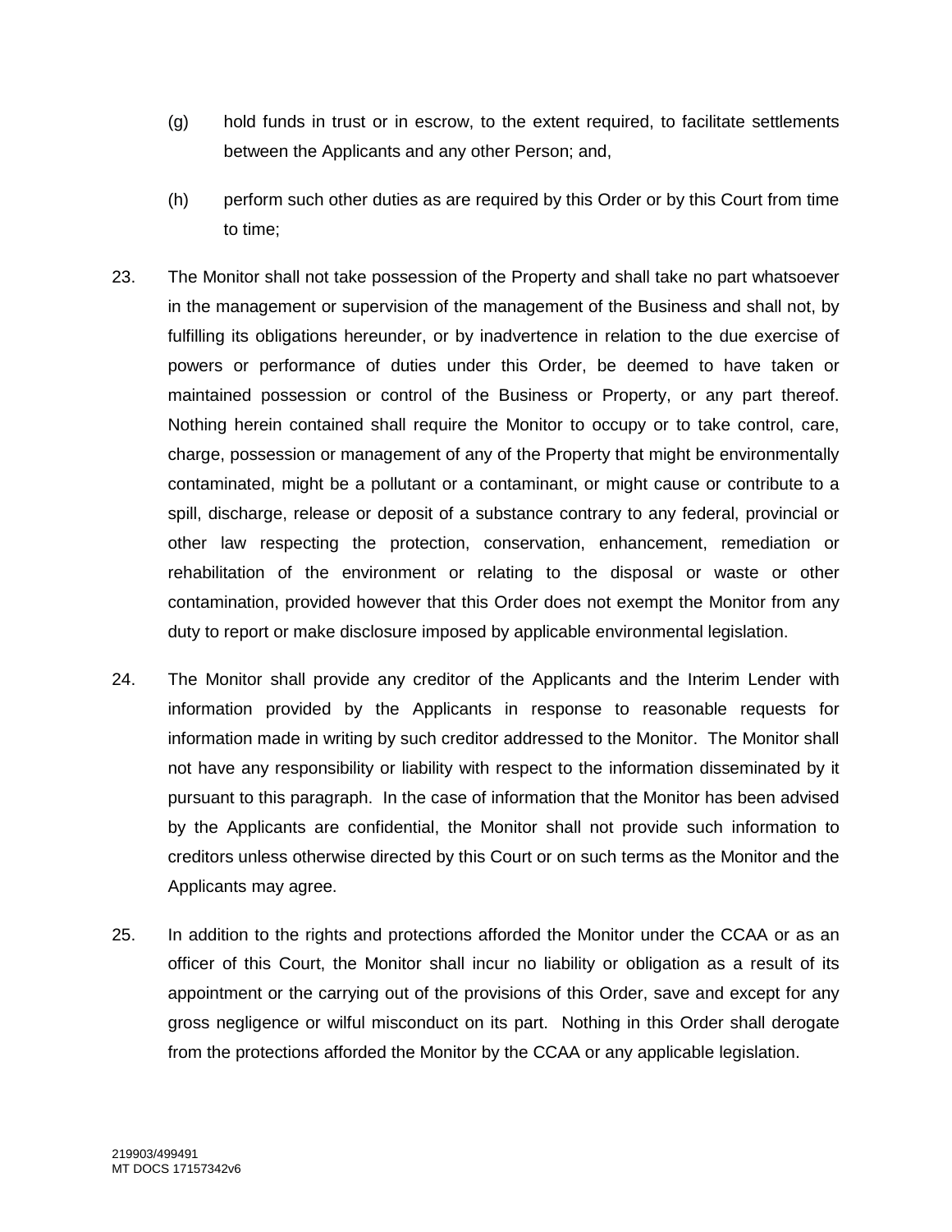(g) hold funds in trust or in escrow, to the extent required, to facilitate settlements between the Applicants and any other Person; and,

(h) perform such other duties as are required by this Order or by this Court from time to time;

23. The Monitor shall not take possession of the Property and shall take no part whatsoever in the management or supervision of the management of the Business and shall not, by fulfilling its obligations hereunder, or by inadvertence in relation to the due exercise of powers or performance of duties under this Order, be deemed to have taken or maintained possession or control of the Business or Property, or any part thereof. Nothing herein contained shall require the Monitor to occupy or to take control, care, charge, possession or management of any of the Property that might be environmentally contaminated, might be a pollutant or a contaminant, or might cause or contribute to a spill, discharge, release or deposit of a substance contrary to any federal, provincial or other law respecting the protection, conservation, enhancement, remediation or rehabilitation of the environment or relating to the disposal or waste or other contamination, provided however that this Order does not exempt the Monitor from any duty to report or make disclosure imposed by applicable environmental legislation.

24. The Monitor shall provide any creditor of the Applicants and the Interim Lender with information provided by the Applicants in response to reasonable requests for information made in writing by such creditor addressed to the Monitor. The Monitor shall not have any responsibility or liability with respect to the information disseminated by it pursuant to this paragraph. In the case of information that the Monitor has been advised by the Applicants are confidential, the Monitor shall not provide such information to creditors unless otherwise directed by this Court or on such terms as the Monitor and the Applicants may agree.

25. In addition to the rights and protections afforded the Monitor under the CCAA or as an officer of this Court, the Monitor shall incur no liability or obligation as a result of its appointment or the carrying out of the provisions of this Order, save and except for any gross negligence or wilful misconduct on its part. Nothing in this Order shall derogate from the protections afforded the Monitor by the CCAA or any applicable legislation.

219903/499491
MT DOCS 17157342v6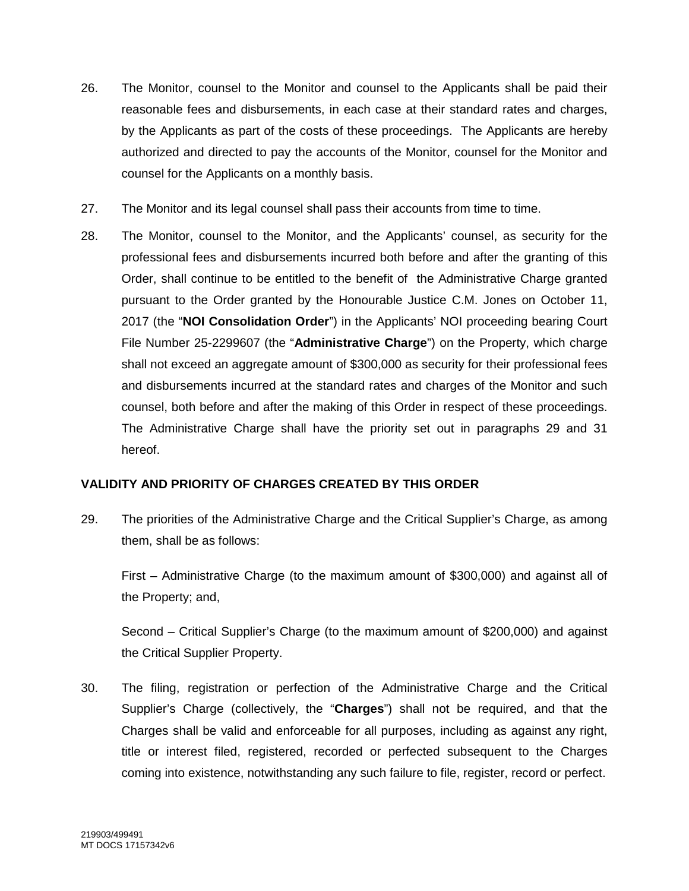26. The Monitor, counsel to the Monitor and counsel to the Applicants shall be paid their reasonable fees and disbursements, in each case at their standard rates and charges, by the Applicants as part of the costs of these proceedings. The Applicants are hereby authorized and directed to pay the accounts of the Monitor, counsel for the Monitor and counsel for the Applicants on a monthly basis.

27. The Monitor and its legal counsel shall pass their accounts from time to time.

28. The Monitor, counsel to the Monitor, and the Applicants' counsel, as security for the professional fees and disbursements incurred both before and after the granting of this Order, shall continue to be entitled to the benefit of the Administrative Charge granted pursuant to the Order granted by the Honourable Justice C.M. Jones on October 11, 2017 (the "**NOI Consolidation Order**") in the Applicants' NOI proceeding bearing Court File Number 25-2299607 (the "**Administrative Charge**") on the Property, which charge shall not exceed an aggregate amount of $300,000 as security for their professional fees and disbursements incurred at the standard rates and charges of the Monitor and such counsel, both before and after the making of this Order in respect of these proceedings. The Administrative Charge shall have the priority set out in paragraphs 29 and 31 hereof.

**VALIDITY AND PRIORITY OF CHARGES CREATED BY THIS ORDER**

29. The priorities of the Administrative Charge and the Critical Supplier's Charge, as among them, shall be as follows:

First – Administrative Charge (to the maximum amount of $300,000) and against all of the Property; and,

Second – Critical Supplier's Charge (to the maximum amount of $200,000) and against the Critical Supplier Property.

30. The filing, registration or perfection of the Administrative Charge and the Critical Supplier's Charge (collectively, the "**Charges**") shall not be required, and that the Charges shall be valid and enforceable for all purposes, including as against any right, title or interest filed, registered, recorded or perfected subsequent to the Charges coming into existence, notwithstanding any such failure to file, register, record or perfect.

219903/499491
MT DOCS 17157342v6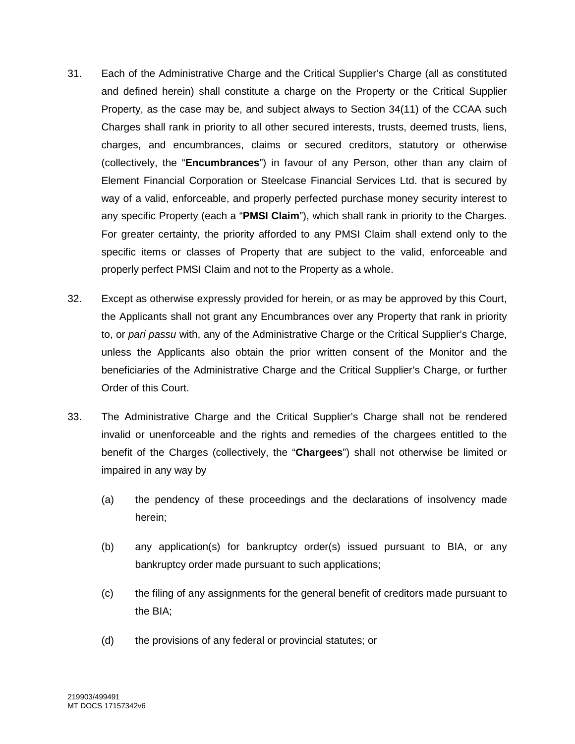31. Each of the Administrative Charge and the Critical Supplier's Charge (all as constituted and defined herein) shall constitute a charge on the Property or the Critical Supplier Property, as the case may be, and subject always to Section 34(11) of the CCAA such Charges shall rank in priority to all other secured interests, trusts, deemed trusts, liens, charges, and encumbrances, claims or secured creditors, statutory or otherwise (collectively, the "**Encumbrances**") in favour of any Person, other than any claim of Element Financial Corporation or Steelcase Financial Services Ltd. that is secured by way of a valid, enforceable, and properly perfected purchase money security interest to any specific Property (each a "**PMSI Claim**"), which shall rank in priority to the Charges. For greater certainty, the priority afforded to any PMSI Claim shall extend only to the specific items or classes of Property that are subject to the valid, enforceable and properly perfect PMSI Claim and not to the Property as a whole.

32. Except as otherwise expressly provided for herein, or as may be approved by this Court, the Applicants shall not grant any Encumbrances over any Property that rank in priority to, or *pari passu* with, any of the Administrative Charge or the Critical Supplier's Charge, unless the Applicants also obtain the prior written consent of the Monitor and the beneficiaries of the Administrative Charge and the Critical Supplier's Charge, or further Order of this Court.

33. The Administrative Charge and the Critical Supplier's Charge shall not be rendered invalid or unenforceable and the rights and remedies of the chargees entitled to the benefit of the Charges (collectively, the "**Chargees**") shall not otherwise be limited or impaired in any way by

    (a) the pendency of these proceedings and the declarations of insolvency made herein;

    (b) any application(s) for bankruptcy order(s) issued pursuant to BIA, or any bankruptcy order made pursuant to such applications;

    (c) the filing of any assignments for the general benefit of creditors made pursuant to the BIA;

    (d) the provisions of any federal or provincial statutes; or

219903/499491
MT DOCS 17157342v6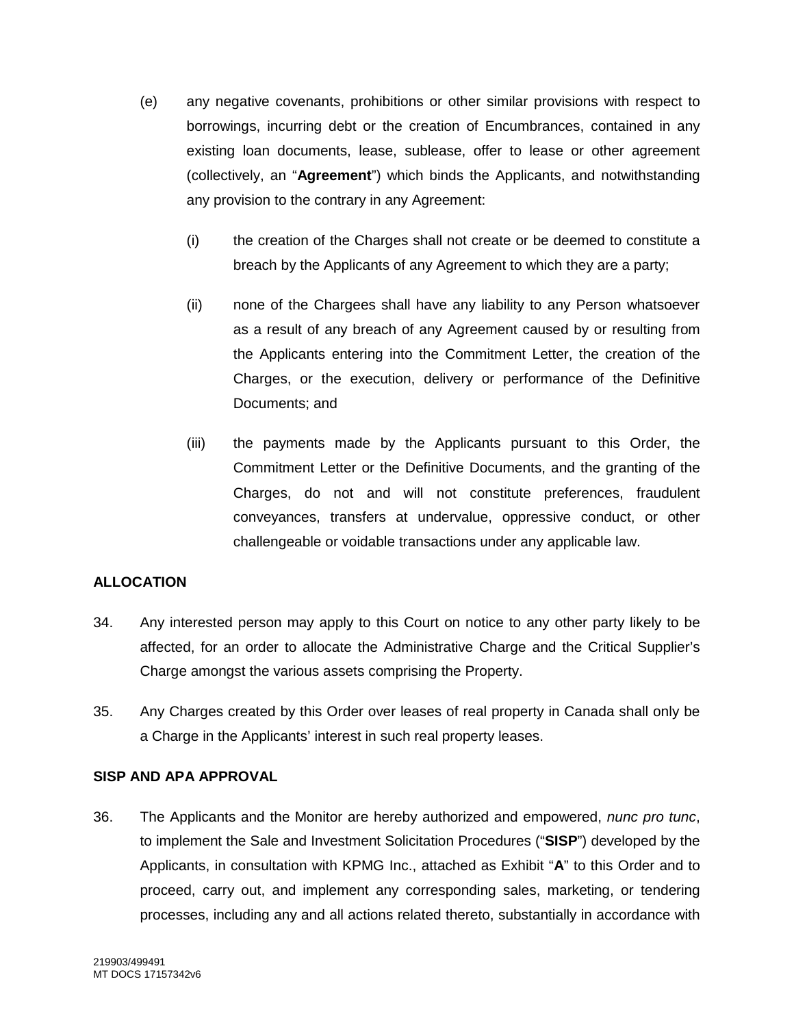(e) any negative covenants, prohibitions or other similar provisions with respect to borrowings, incurring debt or the creation of Encumbrances, contained in any existing loan documents, lease, sublease, offer to lease or other agreement (collectively, an "**Agreement**") which binds the Applicants, and notwithstanding any provision to the contrary in any Agreement:

   (i) the creation of the Charges shall not create or be deemed to constitute a breach by the Applicants of any Agreement to which they are a party;

   (ii) none of the Chargees shall have any liability to any Person whatsoever as a result of any breach of any Agreement caused by or resulting from the Applicants entering into the Commitment Letter, the creation of the Charges, or the execution, delivery or performance of the Definitive Documents; and

   (iii) the payments made by the Applicants pursuant to this Order, the Commitment Letter or the Definitive Documents, and the granting of the Charges, do not and will not constitute preferences, fraudulent conveyances, transfers at undervalue, oppressive conduct, or other challengeable or voidable transactions under any applicable law.

**ALLOCATION**

34. Any interested person may apply to this Court on notice to any other party likely to be affected, for an order to allocate the Administrative Charge and the Critical Supplier's Charge amongst the various assets comprising the Property.

35. Any Charges created by this Order over leases of real property in Canada shall only be a Charge in the Applicants' interest in such real property leases.

**SISP AND APA APPROVAL**

36. The Applicants and the Monitor are hereby authorized and empowered, *nunc pro tunc*, to implement the Sale and Investment Solicitation Procedures ("**SISP**") developed by the Applicants, in consultation with KPMG Inc., attached as Exhibit "**A**" to this Order and to proceed, carry out, and implement any corresponding sales, marketing, or tendering processes, including any and all actions related thereto, substantially in accordance with

219903/499491
MT DOCS 17157342v6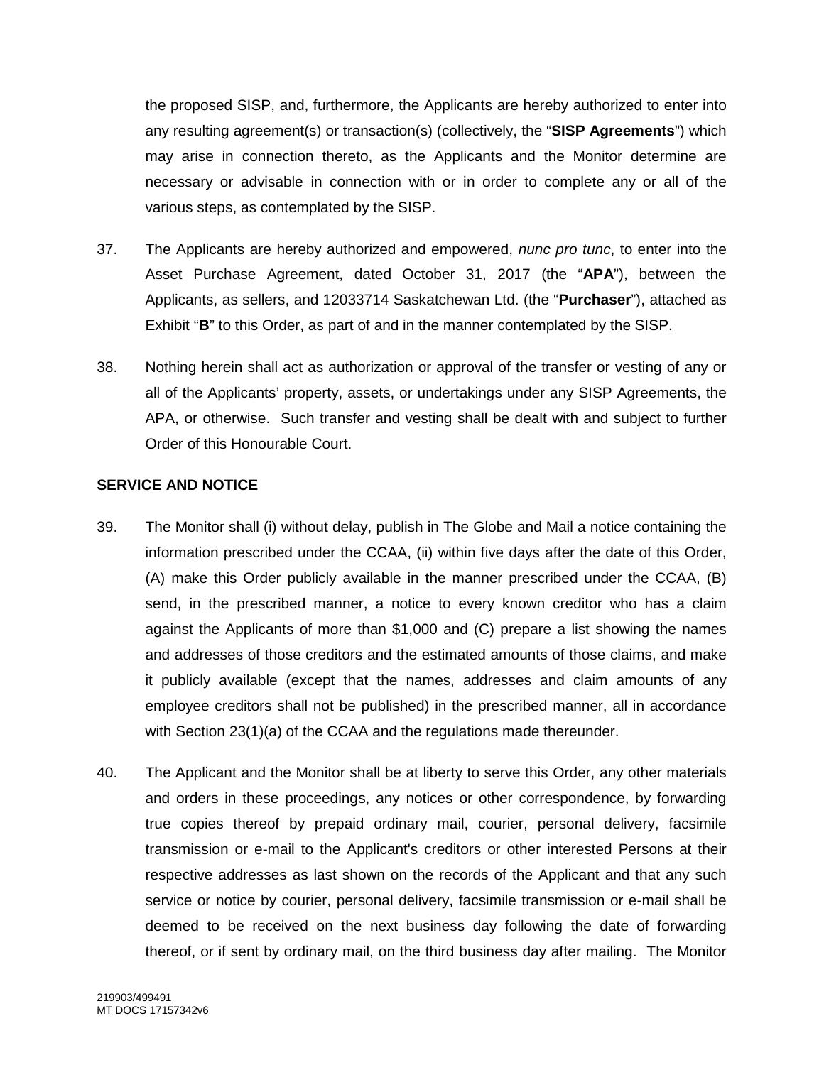the proposed SISP, and, furthermore, the Applicants are hereby authorized to enter into any resulting agreement(s) or transaction(s) (collectively, the "**SISP Agreements**") which may arise in connection thereto, as the Applicants and the Monitor determine are necessary or advisable in connection with or in order to complete any or all of the various steps, as contemplated by the SISP.

37. The Applicants are hereby authorized and empowered, *nunc pro tunc*, to enter into the Asset Purchase Agreement, dated October 31, 2017 (the "**APA**"), between the Applicants, as sellers, and 12033714 Saskatchewan Ltd. (the "**Purchaser**"), attached as Exhibit "**B**" to this Order, as part of and in the manner contemplated by the SISP.

38. Nothing herein shall act as authorization or approval of the transfer or vesting of any or all of the Applicants' property, assets, or undertakings under any SISP Agreements, the APA, or otherwise. Such transfer and vesting shall be dealt with and subject to further Order of this Honourable Court.

**SERVICE AND NOTICE**

39. The Monitor shall (i) without delay, publish in The Globe and Mail a notice containing the information prescribed under the CCAA, (ii) within five days after the date of this Order, (A) make this Order publicly available in the manner prescribed under the CCAA, (B) send, in the prescribed manner, a notice to every known creditor who has a claim against the Applicants of more than $1,000 and (C) prepare a list showing the names and addresses of those creditors and the estimated amounts of those claims, and make it publicly available (except that the names, addresses and claim amounts of any employee creditors shall not be published) in the prescribed manner, all in accordance with Section 23(1)(a) of the CCAA and the regulations made thereunder.

40. The Applicant and the Monitor shall be at liberty to serve this Order, any other materials and orders in these proceedings, any notices or other correspondence, by forwarding true copies thereof by prepaid ordinary mail, courier, personal delivery, facsimile transmission or e-mail to the Applicant's creditors or other interested Persons at their respective addresses as last shown on the records of the Applicant and that any such service or notice by courier, personal delivery, facsimile transmission or e-mail shall be deemed to be received on the next business day following the date of forwarding thereof, or if sent by ordinary mail, on the third business day after mailing. The Monitor

219903/499491
MT DOCS 17157342v6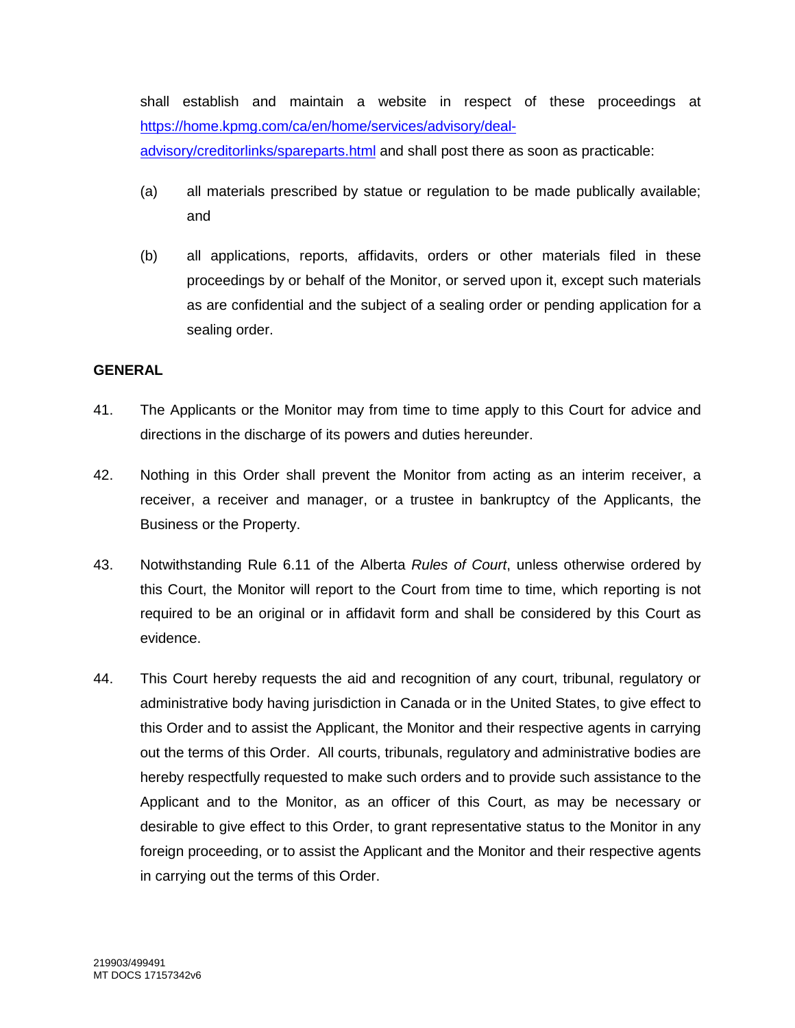shall establish and maintain a website in respect of these proceedings at [https://home.kpmg.com/ca/en/home/services/advisory/deal-advisory/creditorlinks/spareparts.html](https://home.kpmg.com/ca/en/home/services/advisory/deal-advisory/creditorlinks/spareparts.html) and shall post there as soon as practicable:

(a) all materials prescribed by statue or regulation to be made publically available; and

(b) all applications, reports, affidavits, orders or other materials filed in these proceedings by or behalf of the Monitor, or served upon it, except such materials as are confidential and the subject of a sealing order or pending application for a sealing order.

**GENERAL**

41. The Applicants or the Monitor may from time to time apply to this Court for advice and directions in the discharge of its powers and duties hereunder.

42. Nothing in this Order shall prevent the Monitor from acting as an interim receiver, a receiver, a receiver and manager, or a trustee in bankruptcy of the Applicants, the Business or the Property.

43. Notwithstanding Rule 6.11 of the Alberta *Rules of Court*, unless otherwise ordered by this Court, the Monitor will report to the Court from time to time, which reporting is not required to be an original or in affidavit form and shall be considered by this Court as evidence.

44. This Court hereby requests the aid and recognition of any court, tribunal, regulatory or administrative body having jurisdiction in Canada or in the United States, to give effect to this Order and to assist the Applicant, the Monitor and their respective agents in carrying out the terms of this Order. All courts, tribunals, regulatory and administrative bodies are hereby respectfully requested to make such orders and to provide such assistance to the Applicant and to the Monitor, as an officer of this Court, as may be necessary or desirable to give effect to this Order, to grant representative status to the Monitor in any foreign proceeding, or to assist the Applicant and the Monitor and their respective agents in carrying out the terms of this Order.

219903/499491
MT DOCS 17157342v6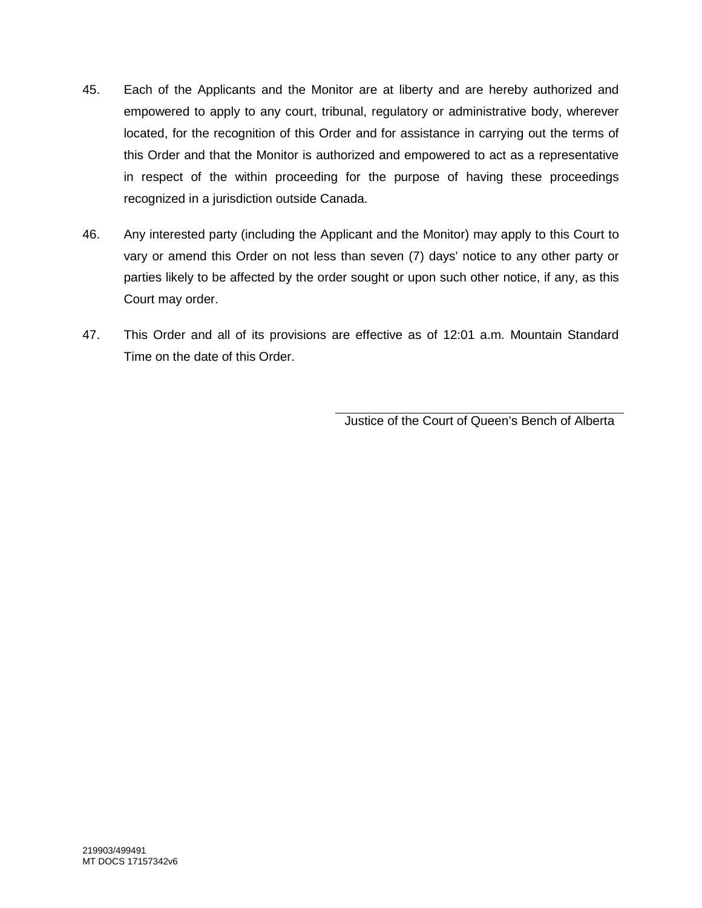45. Each of the Applicants and the Monitor are at liberty and are hereby authorized and empowered to apply to any court, tribunal, regulatory or administrative body, wherever located, for the recognition of this Order and for assistance in carrying out the terms of this Order and that the Monitor is authorized and empowered to act as a representative in respect of the within proceeding for the purpose of having these proceedings recognized in a jurisdiction outside Canada.

46. Any interested party (including the Applicant and the Monitor) may apply to this Court to vary or amend this Order on not less than seven (7) days' notice to any other party or parties likely to be affected by the order sought or upon such other notice, if any, as this Court may order.

47. This Order and all of its provisions are effective as of 12:01 a.m. Mountain Standard Time on the date of this Order.

\_\_\_\_\_\_\_\_\_\_\_\_\_\_\_\_\_\_\_\_\_\_\_\_\_\_\_\_\_\_\_\_\_\_\_\_\_\_\_\_

Justice of the Court of Queen's Bench of Alberta

219903/499491
MT DOCS 17157342v6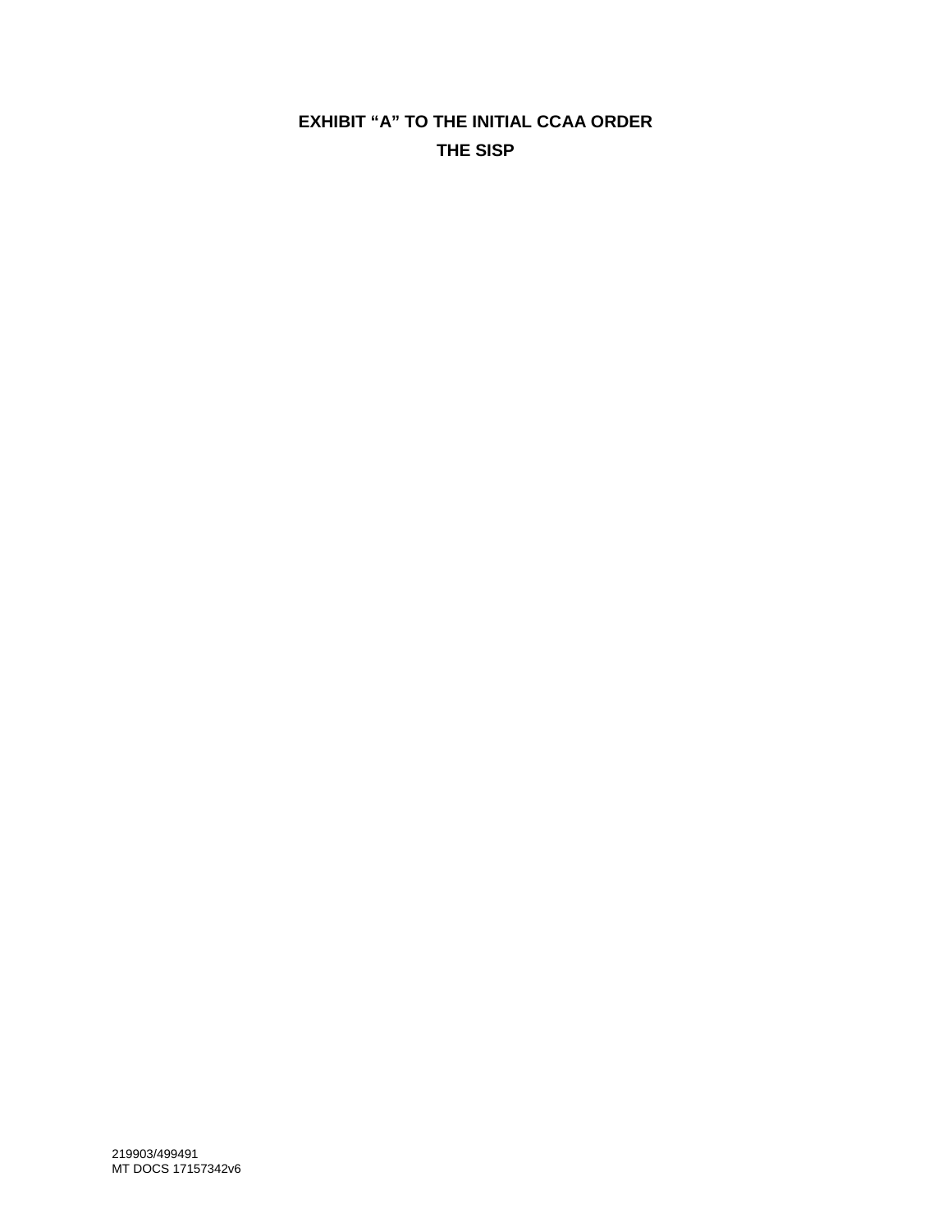**EXHIBIT “A” TO THE INITIAL CCAA ORDER**

**THE SISP**

219903/499491
MT DOCS 17157342v6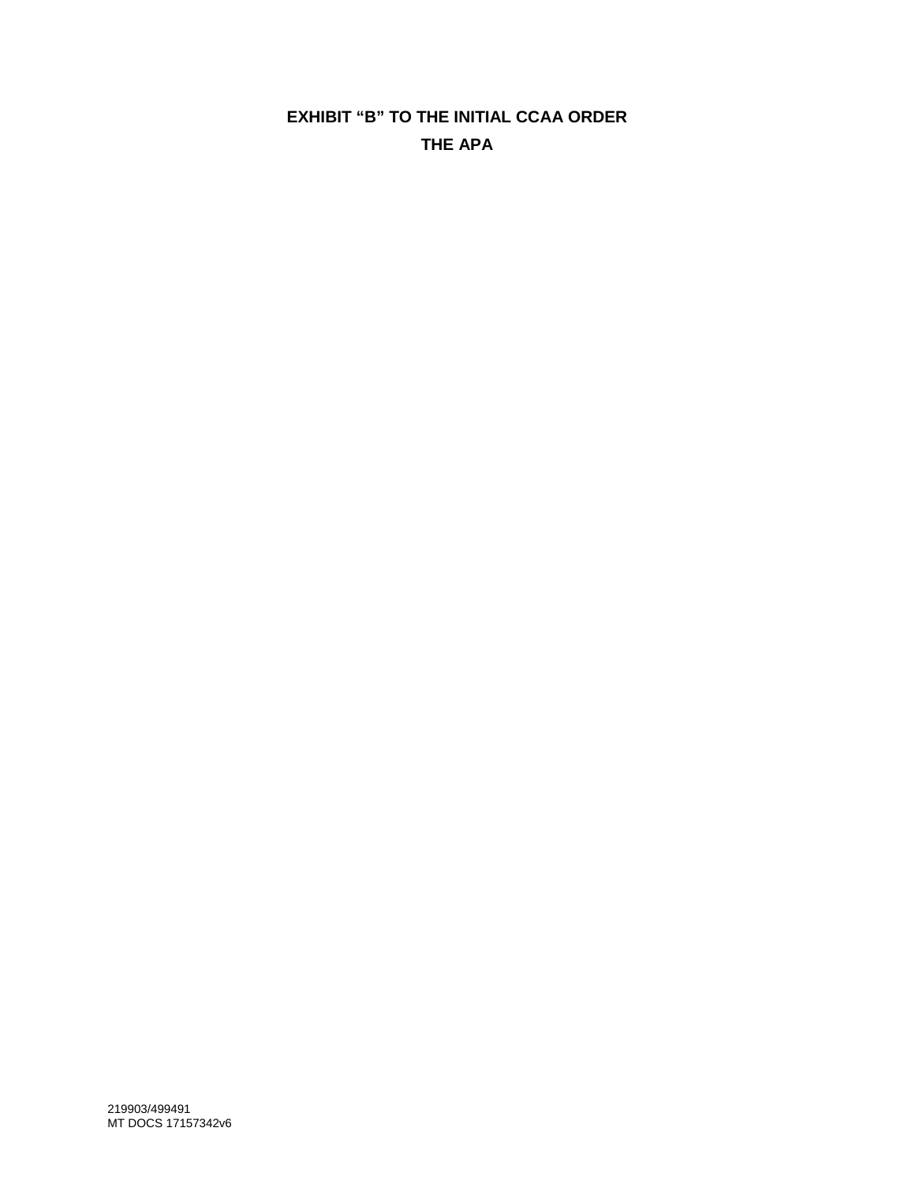**EXHIBIT “B” TO THE INITIAL CCAA ORDER**

**THE APA**

219903/499491
MT DOCS 17157342v6